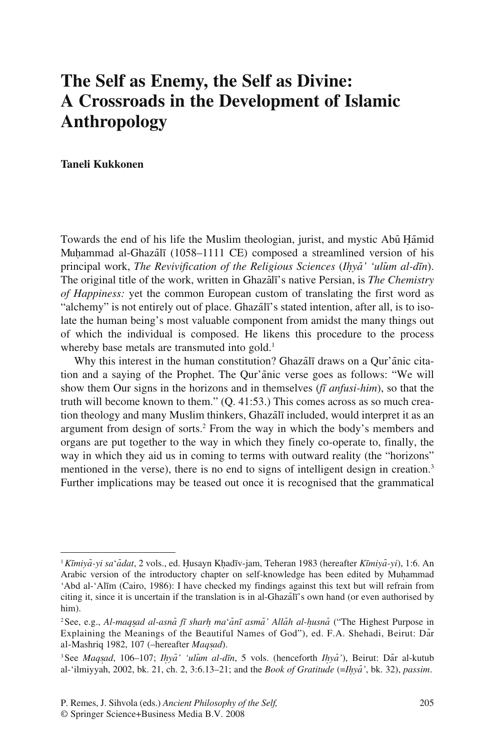# The Self as Enemy, the Self as Divine: A Crossroads in the Development of Islamic Anthropology

**Taneli Kukkonen**

Towards the end of his life the Muslim theologian, jurist, and mystic Abū Ḥāmid Muḥammad al-Ghazālī (1058–1111 CE) composed a streamlined version of his principal work, *The Revivification of the Religious Sciences* (*Iḥyā' 'ulūm al-dīn*). The original title of the work, written in Ghazālī's native Persian, is *The Chemistry of Happiness:* yet the common European custom of translating the first word as "alchemy" is not entirely out of place. Ghazālī's stated intention, after all, is to isolate the human being's most valuable component from amidst the many things out of which the individual is composed. He likens this procedure to the process whereby base metals are transmuted into gold.[1]

Why this interest in the human constitution? Ghazālī draws on a Qur'ānic citation and a saying of the Prophet. The Qur'ānic verse goes as follows: "We will show them Our signs in the horizons and in themselves (*fī anfusi-him*), so that the truth will become known to them." (Q. 41:53.) This comes across as so much creation theology and many Muslim thinkers, Ghazālī included, would interpret it as an argument from design of sorts.[2] From the way in which the body's members and organs are put together to the way in which they finely co-operate to, finally, the way in which they aid us in coming to terms with outward reality (the "horizons" mentioned in the verse), there is no end to signs of intelligent design in creation.[3] Further implications may be teased out once it is recognised that the grammatical

---

[1] *Kīmiyā-yi sa'ādat*, 2 vols., ed. Ḥusayn Khadīv-jam, Teheran 1983 (hereafter *Kīmiyā-yi*), 1:6. An Arabic version of the introductory chapter on self-knowledge has been edited by Muḥammad 'Abd al-'Alīm (Cairo, 1986): I have checked my findings against this text but will refrain from citing it, since it is uncertain if the translation is in al-Ghazālī's own hand (or even authorised by him).

[2] See, e.g., *Al-maqṣad al-asnā fī sharḥ ma'ānī asmā' Allāh al-ḥusnā* ("The Highest Purpose in Explaining the Meanings of the Beautiful Names of God"), ed. F.A. Shehadi, Beirut: Dār al-Mashriq 1982, 107 (–hereafter *Maqṣad*).

[3] See *Maqṣad*, 106–107; *Iḥyā' 'ulūm al-dīn*, 5 vols. (henceforth *Iḥyā'*), Beirut: Dār al-kutub al-'ilmiyyah, 2002, bk. 21, ch. 2, 3:6.13–21; and the *Book of Gratitude* (=*Iḥyā'*, bk. 32), *passim*.

P. Remes, J. Sihvola (eds.) *Ancient Philosophy of the Self,*
© Springer Science+Business Media B.V. 2008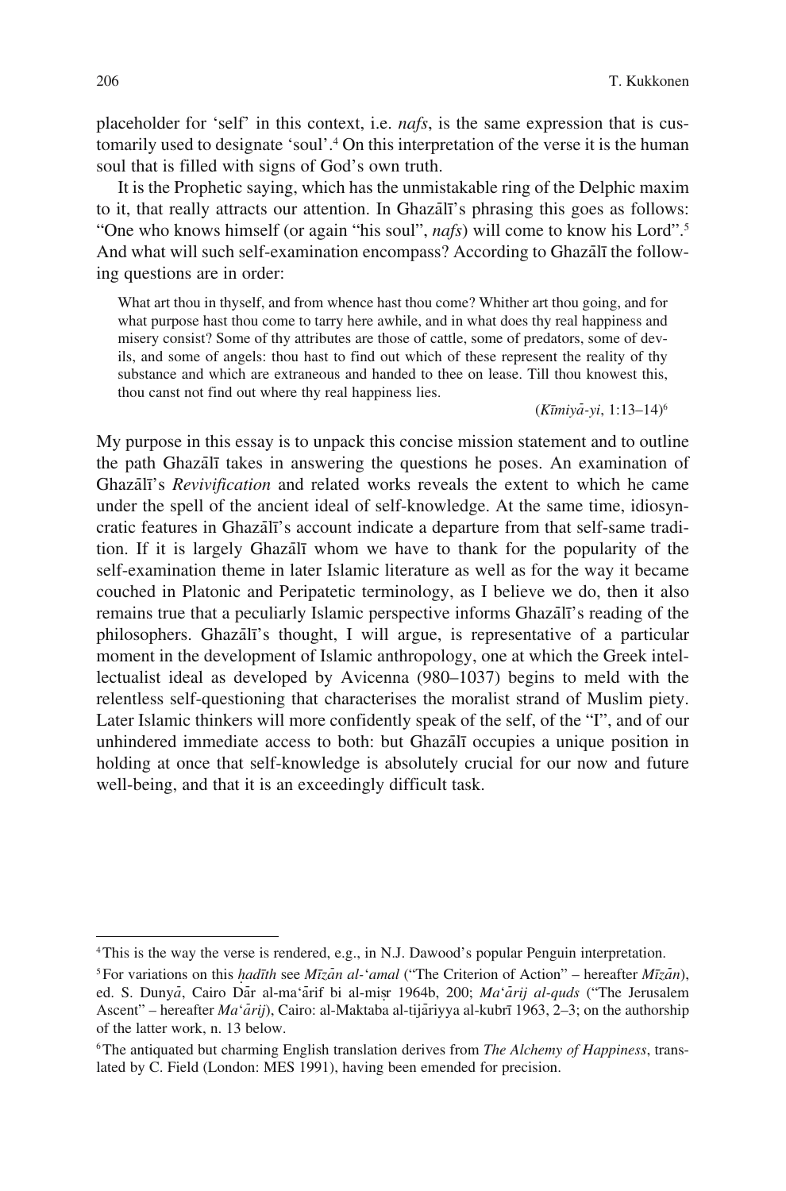placeholder for 'self' in this context, i.e. *nafs*, is the same expression that is customarily used to designate 'soul'.[4] On this interpretation of the verse it is the human soul that is filled with signs of God's own truth.

It is the Prophetic saying, which has the unmistakable ring of the Delphic maxim to it, that really attracts our attention. In Ghazālī's phrasing this goes as follows: "One who knows himself (or again "his soul", *nafs*) will come to know his Lord".[5] And what will such self-examination encompass? According to Ghazālī the following questions are in order:

> What art thou in thyself, and from whence hast thou come? Whither art thou going, and for what purpose hast thou come to tarry here awhile, and in what does thy real happiness and misery consist? Some of thy attributes are those of cattle, some of predators, some of devils, and some of angels: thou hast to find out which of these represent the reality of thy substance and which are extraneous and handed to thee on lease. Till thou knowest this, thou canst not find out where thy real happiness lies.
>
> (*Kīmiyā-yi*, 1:13–14)[6]

My purpose in this essay is to unpack this concise mission statement and to outline the path Ghazālī takes in answering the questions he poses. An examination of Ghazālī's *Revivification* and related works reveals the extent to which he came under the spell of the ancient ideal of self-knowledge. At the same time, idiosyncratic features in Ghazālī's account indicate a departure from that self-same tradition. If it is largely Ghazālī whom we have to thank for the popularity of the self-examination theme in later Islamic literature as well as for the way it became couched in Platonic and Peripatetic terminology, as I believe we do, then it also remains true that a peculiarly Islamic perspective informs Ghazālī's reading of the philosophers. Ghazālī's thought, I will argue, is representative of a particular moment in the development of Islamic anthropology, one at which the Greek intellectualist ideal as developed by Avicenna (980–1037) begins to meld with the relentless self-questioning that characterises the moralist strand of Muslim piety. Later Islamic thinkers will more confidently speak of the self, of the "I", and of our unhindered immediate access to both: but Ghazālī occupies a unique position in holding at once that self-knowledge is absolutely crucial for our now and future well-being, and that it is an exceedingly difficult task.

---

[4] This is the way the verse is rendered, e.g., in N.J. Dawood's popular Penguin interpretation.

[5] For variations on this *ḥadīth* see *Mīzān al-ʿamal* ("The Criterion of Action" – hereafter *Mīzān*), ed. S. Dunyā, Cairo Dār al-maʿārif bi al-miṣr 1964b, 200; *Maʿārij al-quds* ("The Jerusalem Ascent" – hereafter *Maʿārij*), Cairo: al-Maktaba al-tijāriyya al-kubrī 1963, 2–3; on the authorship of the latter work, n. 13 below.

[6] The antiquated but charming English translation derives from *The Alchemy of Happiness*, translated by C. Field (London: MES 1991), having been emended for precision.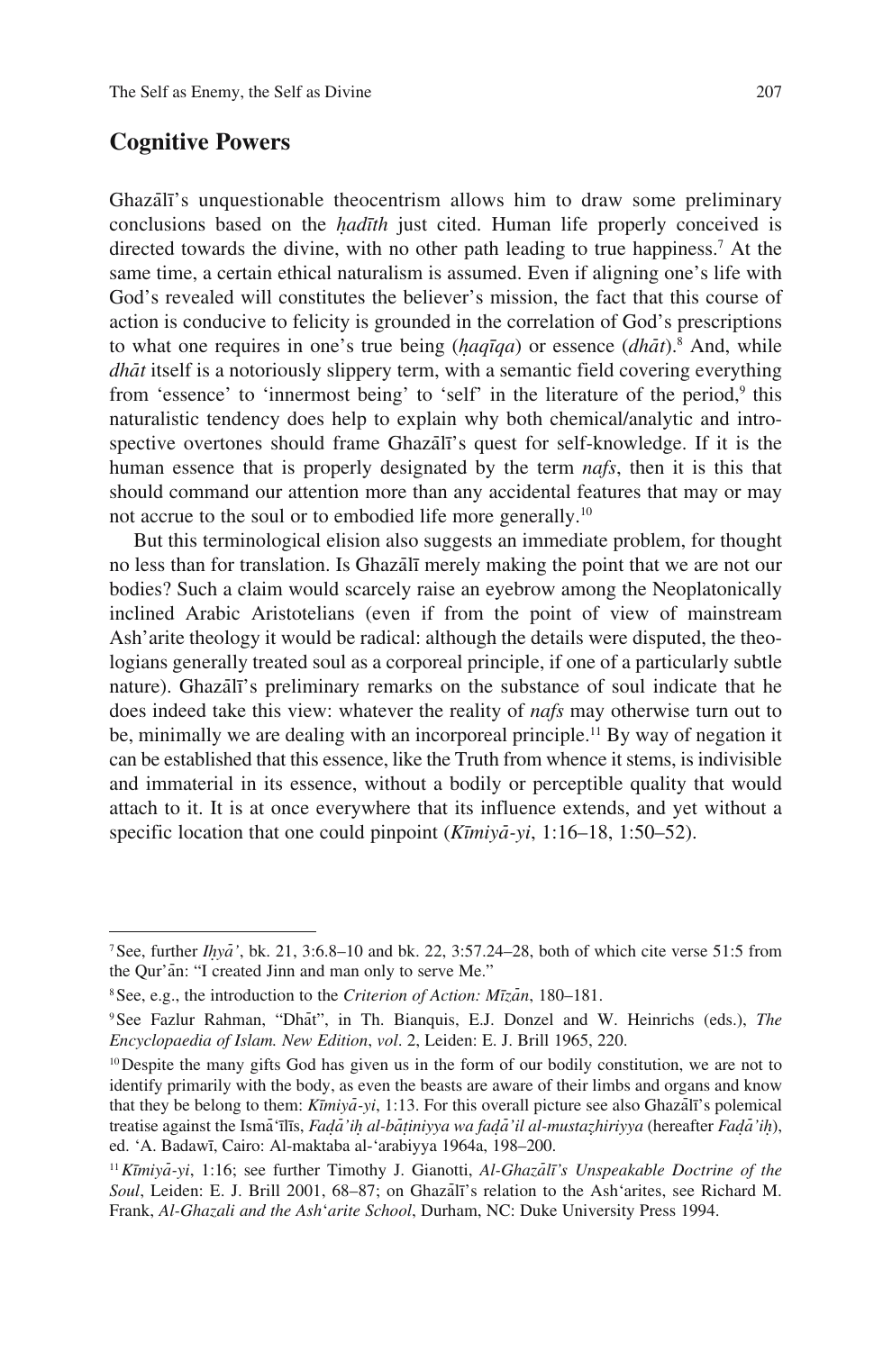## Cognitive Powers

Ghazālī's unquestionable theocentrism allows him to draw some preliminary conclusions based on the *ḥadīth* just cited. Human life properly conceived is directed towards the divine, with no other path leading to true happiness.[7] At the same time, a certain ethical naturalism is assumed. Even if aligning one's life with God's revealed will constitutes the believer's mission, the fact that this course of action is conducive to felicity is grounded in the correlation of God's prescriptions to what one requires in one's true being (*ḥaqīqa*) or essence (*dhāt*).[8] And, while *dhāt* itself is a notoriously slippery term, with a semantic field covering everything from 'essence' to 'innermost being' to 'self' in the literature of the period,[9] this naturalistic tendency does help to explain why both chemical/analytic and introspective overtones should frame Ghazālī's quest for self-knowledge. If it is the human essence that is properly designated by the term *nafs*, then it is this that should command our attention more than any accidental features that may or may not accrue to the soul or to embodied life more generally.[10]

But this terminological elision also suggests an immediate problem, for thought no less than for translation. Is Ghazālī merely making the point that we are not our bodies? Such a claim would scarcely raise an eyebrow among the Neoplatonically inclined Arabic Aristotelians (even if from the point of view of mainstream Ash'arite theology it would be radical: although the details were disputed, the theologians generally treated soul as a corporeal principle, if one of a particularly subtle nature). Ghazālī's preliminary remarks on the substance of soul indicate that he does indeed take this view: whatever the reality of *nafs* may otherwise turn out to be, minimally we are dealing with an incorporeal principle.[11] By way of negation it can be established that this essence, like the Truth from whence it stems, is indivisible and immaterial in its essence, without a bodily or perceptible quality that would attach to it. It is at once everywhere that its influence extends, and yet without a specific location that one could pinpoint (*Kīmiyā-yi*, 1:16–18, 1:50–52).

---

[7] See, further *Iḥyā'*, bk. 21, 3:6.8–10 and bk. 22, 3:57.24–28, both of which cite verse 51:5 from the Qur'ān: "I created Jinn and man only to serve Me."

[8] See, e.g., the introduction to the *Criterion of Action: Mīzān*, 180–181.

[9] See Fazlur Rahman, "Dhāt", in Th. Bianquis, E.J. Donzel and W. Heinrichs (eds.), *The Encyclopaedia of Islam. New Edition*, *vol*. 2, Leiden: E. J. Brill 1965, 220.

[10] Despite the many gifts God has given us in the form of our bodily constitution, we are not to identify primarily with the body, as even the beasts are aware of their limbs and organs and know that they be belong to them: *Kīmiyā-yi*, 1:13. For this overall picture see also Ghazālī's polemical treatise against the Ismā'īlīs, *Faḍā'iḥ al-bāṭiniyya wa faḍā'il al-mustaẓhiriyya* (hereafter *Faḍā'iḥ*), ed. 'A. Badawī, Cairo: Al-maktaba al-'arabiyya 1964a, 198–200.

[11] *Kīmiyā-yi*, 1:16; see further Timothy J. Gianotti, *Al-Ghazālī's Unspeakable Doctrine of the Soul*, Leiden: E. J. Brill 2001, 68–87; on Ghazālī's relation to the Ash'arites, see Richard M. Frank, *Al-Ghazali and the Ash'arite School*, Durham, NC: Duke University Press 1994.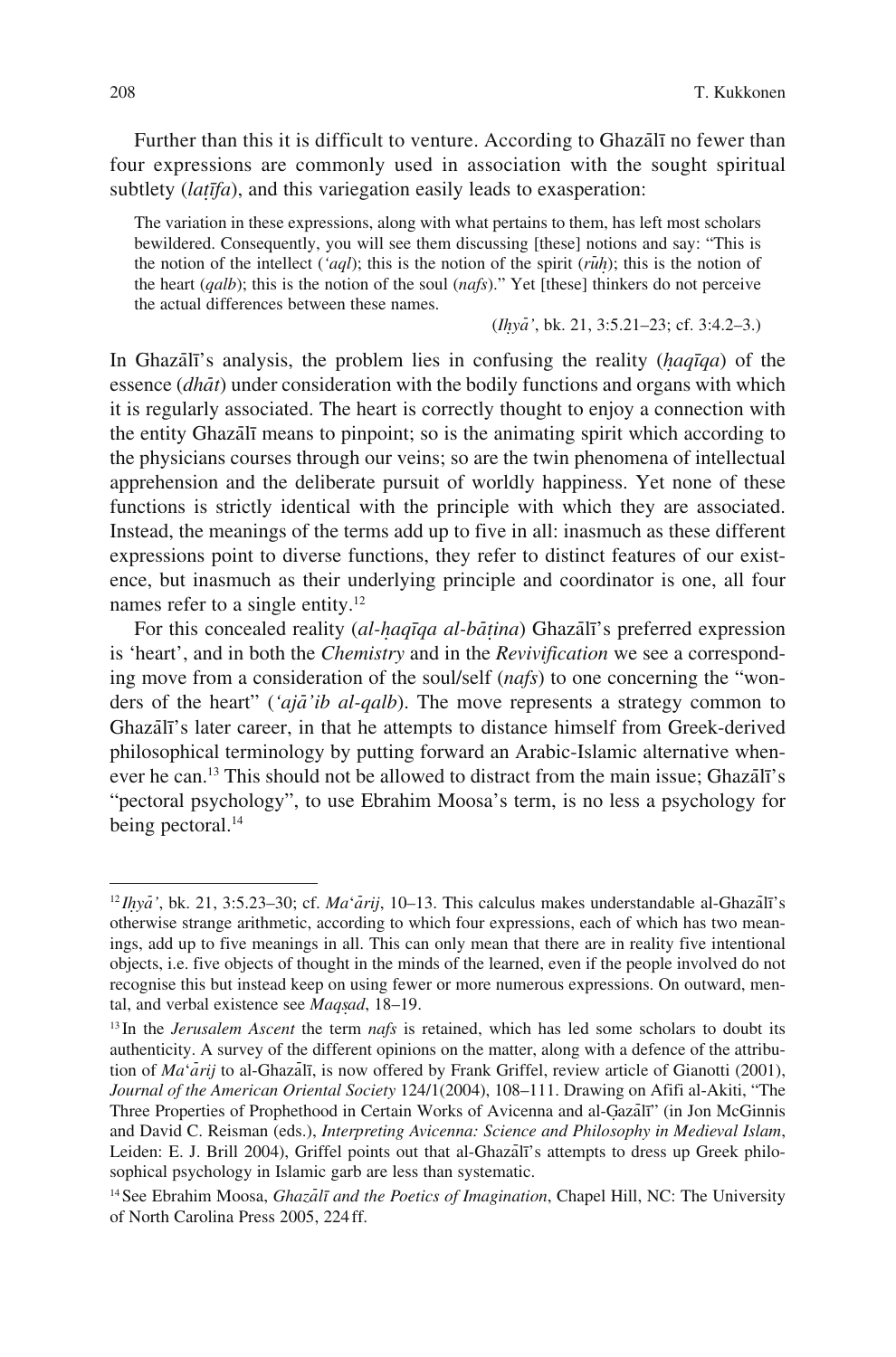Further than this it is difficult to venture. According to Ghazālī no fewer than four expressions are commonly used in association with the sought spiritual subtlety (*laṭīfa*), and this variegation easily leads to exasperation:

> The variation in these expressions, along with what pertains to them, has left most scholars bewildered. Consequently, you will see them discussing [these] notions and say: "This is the notion of the intellect (*'aql*); this is the notion of the spirit (*rūḥ*); this is the notion of the heart (*qalb*); this is the notion of the soul (*nafs*)." Yet [these] thinkers do not perceive the actual differences between these names.
>
> (*Iḥyā'*, bk. 21, 3:5.21–23; cf. 3:4.2–3.)

In Ghazālī's analysis, the problem lies in confusing the reality (*ḥaqīqa*) of the essence (*dhāt*) under consideration with the bodily functions and organs with which it is regularly associated. The heart is correctly thought to enjoy a connection with the entity Ghazālī means to pinpoint; so is the animating spirit which according to the physicians courses through our veins; so are the twin phenomena of intellectual apprehension and the deliberate pursuit of worldly happiness. Yet none of these functions is strictly identical with the principle with which they are associated. Instead, the meanings of the terms add up to five in all: inasmuch as these different expressions point to diverse functions, they refer to distinct features of our existence, but inasmuch as their underlying principle and coordinator is one, all four names refer to a single entity.[12]

For this concealed reality (*al-ḥaqīqa al-bāṭina*) Ghazālī's preferred expression is 'heart', and in both the *Chemistry* and in the *Revivification* we see a corresponding move from a consideration of the soul/self (*nafs*) to one concerning the "wonders of the heart" (*'ajā'ib al-qalb*). The move represents a strategy common to Ghazālī's later career, in that he attempts to distance himself from Greek-derived philosophical terminology by putting forward an Arabic-Islamic alternative whenever he can.[13] This should not be allowed to distract from the main issue; Ghazālī's "pectoral psychology", to use Ebrahim Moosa's term, is no less a psychology for being pectoral.[14]

---

[12] *Iḥyā'*, bk. 21, 3:5.23–30; cf. *Ma'ārij*, 10–13. This calculus makes understandable al-Ghazālī's otherwise strange arithmetic, according to which four expressions, each of which has two meanings, add up to five meanings in all. This can only mean that there are in reality five intentional objects, i.e. five objects of thought in the minds of the learned, even if the people involved do not recognise this but instead keep on using fewer or more numerous expressions. On outward, mental, and verbal existence see *Maqṣad*, 18–19.

[13] In the *Jerusalem Ascent* the term *nafs* is retained, which has led some scholars to doubt its authenticity. A survey of the different opinions on the matter, along with a defence of the attribution of *Ma'ārij* to al-Ghazālī, is now offered by Frank Griffel, review article of Gianotti (2001), *Journal of the American Oriental Society* 124/1(2004), 108–111. Drawing on Afifi al-Akiti, "The Three Properties of Prophethood in Certain Works of Avicenna and al-Ġazālī" (in Jon McGinnis and David C. Reisman (eds.), *Interpreting Avicenna: Science and Philosophy in Medieval Islam*, Leiden: E. J. Brill 2004), Griffel points out that al-Ghazālī's attempts to dress up Greek philosophical psychology in Islamic garb are less than systematic.

[14] See Ebrahim Moosa, *Ghazālī and the Poetics of Imagination*, Chapel Hill, NC: The University of North Carolina Press 2005, 224 ff.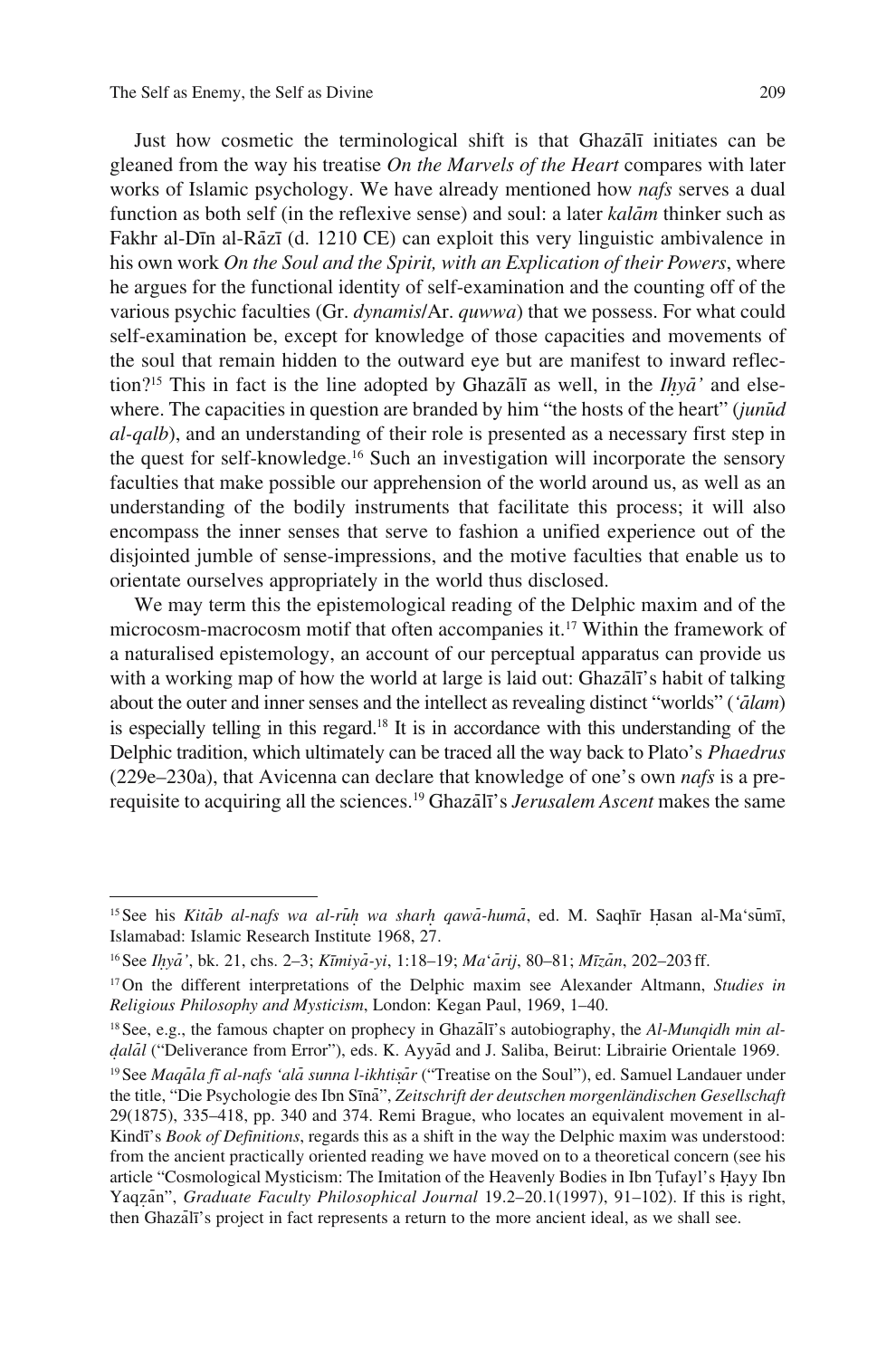Just how cosmetic the terminological shift is that Ghazālī initiates can be gleaned from the way his treatise *On the Marvels of the Heart* compares with later works of Islamic psychology. We have already mentioned how *nafs* serves a dual function as both self (in the reflexive sense) and soul: a later *kalām* thinker such as Fakhr al-Dīn al-Rāzī (d. 1210 CE) can exploit this very linguistic ambivalence in his own work *On the Soul and the Spirit, with an Explication of their Powers*, where he argues for the functional identity of self-examination and the counting off of the various psychic faculties (Gr. *dynamis*/Ar. *quwwa*) that we possess. For what could self-examination be, except for knowledge of those capacities and movements of the soul that remain hidden to the outward eye but are manifest to inward reflection?[15] This in fact is the line adopted by Ghazālī as well, in the *Iḥyā'* and elsewhere. The capacities in question are branded by him "the hosts of the heart" (*junūd al-qalb*), and an understanding of their role is presented as a necessary first step in the quest for self-knowledge.[16] Such an investigation will incorporate the sensory faculties that make possible our apprehension of the world around us, as well as an understanding of the bodily instruments that facilitate this process; it will also encompass the inner senses that serve to fashion a unified experience out of the disjointed jumble of sense-impressions, and the motive faculties that enable us to orientate ourselves appropriately in the world thus disclosed.

We may term this the epistemological reading of the Delphic maxim and of the microcosm-macrocosm motif that often accompanies it.[17] Within the framework of a naturalised epistemology, an account of our perceptual apparatus can provide us with a working map of how the world at large is laid out: Ghazālī's habit of talking about the outer and inner senses and the intellect as revealing distinct "worlds" (*'ālam*) is especially telling in this regard.[18] It is in accordance with this understanding of the Delphic tradition, which ultimately can be traced all the way back to Plato's *Phaedrus* (229e–230a), that Avicenna can declare that knowledge of one's own *nafs* is a prerequisite to acquiring all the sciences.[19] Ghazālī's *Jerusalem Ascent* makes the same

---

[15] See his *Kitāb al-nafs wa al-rūḥ wa sharḥ qawā-humā*, ed. M. Saqhīr Ḥasan al-Ma'sūmī, Islamabad: Islamic Research Institute 1968, 27.

[16] See *Iḥyā'*, bk. 21, chs. 2–3; *Kīmiyā-yi*, 1:18–19; *Ma'ārij*, 80–81; *Mīzān*, 202–203 ff.

[17] On the different interpretations of the Delphic maxim see Alexander Altmann, *Studies in Religious Philosophy and Mysticism*, London: Kegan Paul, 1969, 1–40.

[18] See, e.g., the famous chapter on prophecy in Ghazālī's autobiography, the *Al-Munqidh min al-ḍalāl* ("Deliverance from Error"), eds. K. Ayyād and J. Saliba, Beirut: Librairie Orientale 1969.

[19] See *Maqāla fī al-nafs 'alā sunna l-ikhtiṣār* ("Treatise on the Soul"), ed. Samuel Landauer under the title, "Die Psychologie des Ibn Sīnā", *Zeitschrift der deutschen morgenländischen Gesellschaft* 29(1875), 335–418, pp. 340 and 374. Remi Brague, who locates an equivalent movement in al-Kindī's *Book of Definitions*, regards this as a shift in the way the Delphic maxim was understood: from the ancient practically oriented reading we have moved on to a theoretical concern (see his article "Cosmological Mysticism: The Imitation of the Heavenly Bodies in Ibn Ṭufayl's Ḥayy Ibn Yaqẓān", *Graduate Faculty Philosophical Journal* 19.2–20.1(1997), 91–102). If this is right, then Ghazālī's project in fact represents a return to the more ancient ideal, as we shall see.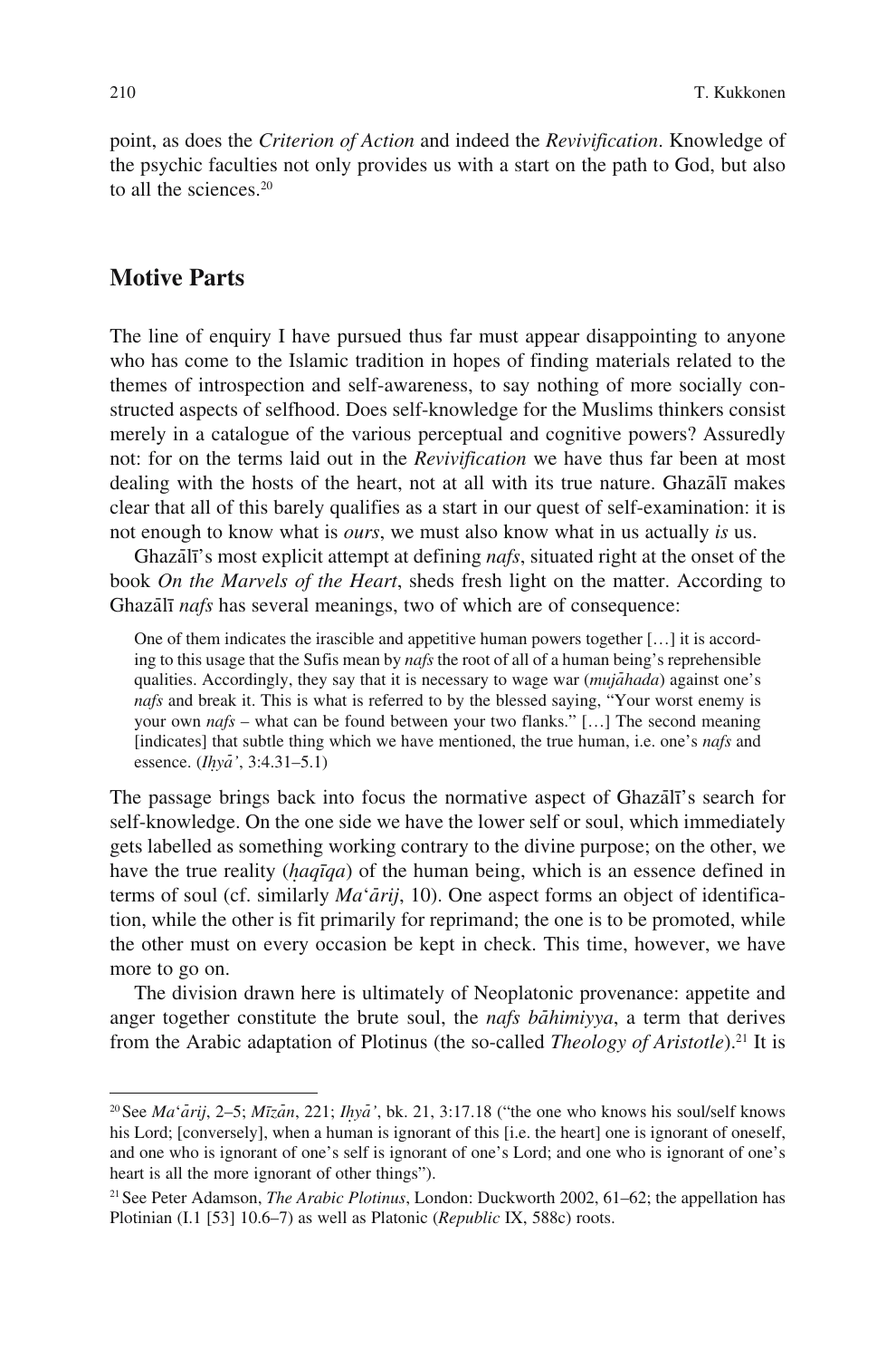point, as does the *Criterion of Action* and indeed the *Revivification*. Knowledge of the psychic faculties not only provides us with a start on the path to God, but also to all the sciences.[20]

## Motive Parts

The line of enquiry I have pursued thus far must appear disappointing to anyone who has come to the Islamic tradition in hopes of finding materials related to the themes of introspection and self-awareness, to say nothing of more socially constructed aspects of selfhood. Does self-knowledge for the Muslims thinkers consist merely in a catalogue of the various perceptual and cognitive powers? Assuredly not: for on the terms laid out in the *Revivification* we have thus far been at most dealing with the hosts of the heart, not at all with its true nature. Ghazālī makes clear that all of this barely qualifies as a start in our quest of self-examination: it is not enough to know what is *ours*, we must also know what in us actually *is* us.

Ghazālī's most explicit attempt at defining *nafs*, situated right at the onset of the book *On the Marvels of the Heart*, sheds fresh light on the matter. According to Ghazālī *nafs* has several meanings, two of which are of consequence:

> One of them indicates the irascible and appetitive human powers together […] it is according to this usage that the Sufis mean by *nafs* the root of all of a human being's reprehensible qualities. Accordingly, they say that it is necessary to wage war (*mujāhada*) against one's *nafs* and break it. This is what is referred to by the blessed saying, "Your worst enemy is your own *nafs* – what can be found between your two flanks." […] The second meaning [indicates] that subtle thing which we have mentioned, the true human, i.e. one's *nafs* and essence. (*Iḥyā'*, 3:4.31–5.1)

The passage brings back into focus the normative aspect of Ghazālī's search for self-knowledge. On the one side we have the lower self or soul, which immediately gets labelled as something working contrary to the divine purpose; on the other, we have the true reality (*ḥaqīqa*) of the human being, which is an essence defined in terms of soul (cf. similarly *Ma'ārij*, 10). One aspect forms an object of identification, while the other is fit primarily for reprimand; the one is to be promoted, while the other must on every occasion be kept in check. This time, however, we have more to go on.

The division drawn here is ultimately of Neoplatonic provenance: appetite and anger together constitute the brute soul, the *nafs bāhimiyya*, a term that derives from the Arabic adaptation of Plotinus (the so-called *Theology of Aristotle*).[21] It is

[20] See *Ma'ārij*, 2–5; *Mīzān*, 221; *Iḥyā'*, bk. 21, 3:17.18 ("the one who knows his soul/self knows his Lord; [conversely], when a human is ignorant of this [i.e. the heart] one is ignorant of oneself, and one who is ignorant of one's self is ignorant of one's Lord; and one who is ignorant of one's heart is all the more ignorant of other things").

[21] See Peter Adamson, *The Arabic Plotinus*, London: Duckworth 2002, 61–62; the appellation has Plotinian (I.1 [53] 10.6–7) as well as Platonic (*Republic* IX, 588c) roots.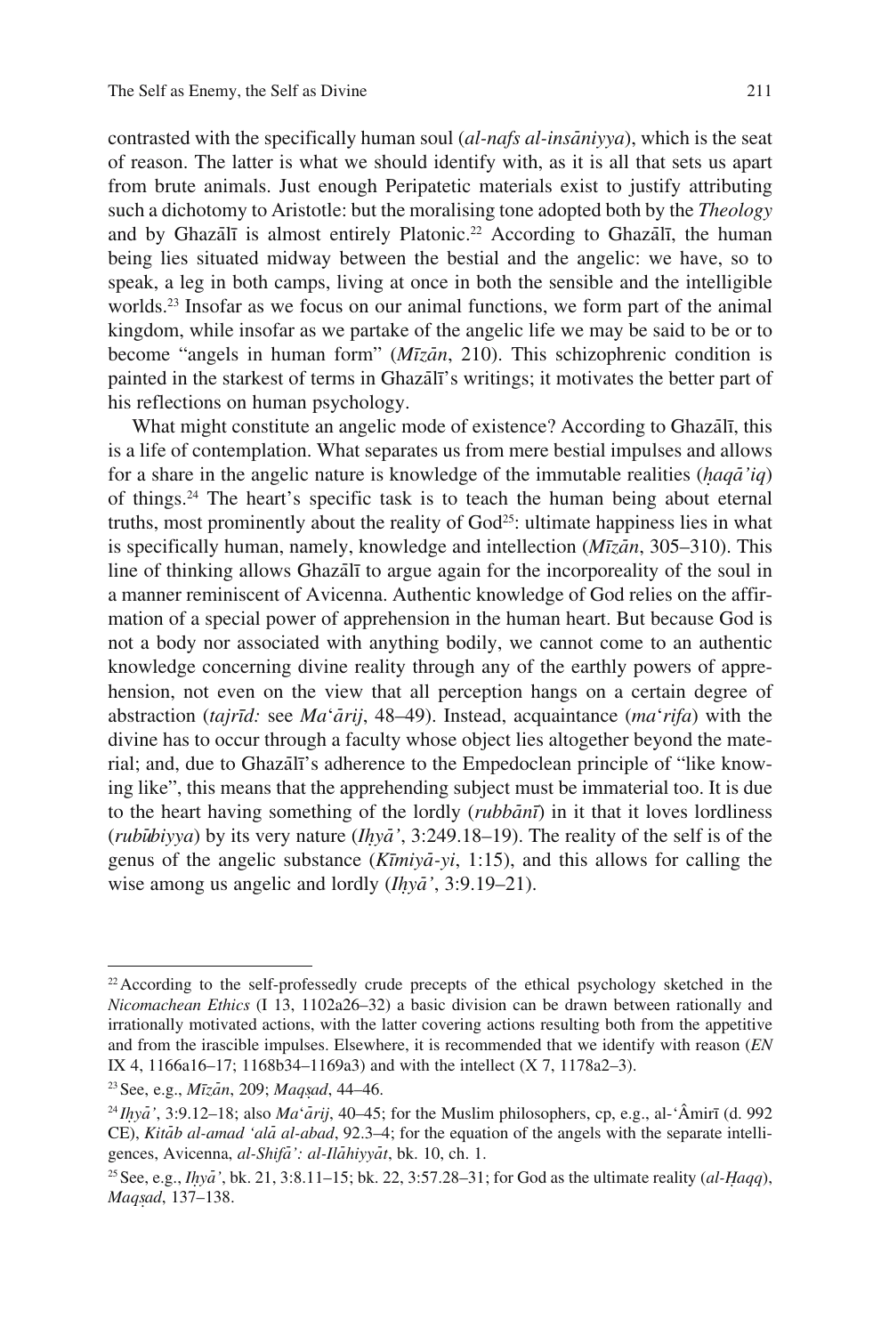contrasted with the specifically human soul (*al-nafs al-insāniyya*), which is the seat of reason. The latter is what we should identify with, as it is all that sets us apart from brute animals. Just enough Peripatetic materials exist to justify attributing such a dichotomy to Aristotle: but the moralising tone adopted both by the *Theology* and by Ghazālī is almost entirely Platonic.[22] According to Ghazālī, the human being lies situated midway between the bestial and the angelic: we have, so to speak, a leg in both camps, living at once in both the sensible and the intelligible worlds.[23] Insofar as we focus on our animal functions, we form part of the animal kingdom, while insofar as we partake of the angelic life we may be said to be or to become "angels in human form" (*Mīzān*, 210). This schizophrenic condition is painted in the starkest of terms in Ghazālī's writings; it motivates the better part of his reflections on human psychology.

What might constitute an angelic mode of existence? According to Ghazālī, this is a life of contemplation. What separates us from mere bestial impulses and allows for a share in the angelic nature is knowledge of the immutable realities (*ḥaqā'iq*) of things.[24] The heart's specific task is to teach the human being about eternal truths, most prominently about the reality of God[25]: ultimate happiness lies in what is specifically human, namely, knowledge and intellection (*Mīzān*, 305–310). This line of thinking allows Ghazālī to argue again for the incorporeality of the soul in a manner reminiscent of Avicenna. Authentic knowledge of God relies on the affirmation of a special power of apprehension in the human heart. But because God is not a body nor associated with anything bodily, we cannot come to an authentic knowledge concerning divine reality through any of the earthly powers of apprehension, not even on the view that all perception hangs on a certain degree of abstraction (*tajrīd:* see *Ma'ārij*, 48–49). Instead, acquaintance (*ma'rifa*) with the divine has to occur through a faculty whose object lies altogether beyond the material; and, due to Ghazālī's adherence to the Empedoclean principle of "like knowing like", this means that the apprehending subject must be immaterial too. It is due to the heart having something of the lordly (*rubbānī*) in it that it loves lordliness (*rubūbiyya*) by its very nature (*Iḥyā'*, 3:249.18–19). The reality of the self is of the genus of the angelic substance (*Kīmiyā-yi*, 1:15), and this allows for calling the wise among us angelic and lordly (*Iḥyā'*, 3:9.19–21).

---

[22] According to the self-professedly crude precepts of the ethical psychology sketched in the *Nicomachean Ethics* (I 13, 1102a26–32) a basic division can be drawn between rationally and irrationally motivated actions, with the latter covering actions resulting both from the appetitive and from the irascible impulses. Elsewhere, it is recommended that we identify with reason (*EN* IX 4, 1166a16–17; 1168b34–1169a3) and with the intellect (X 7, 1178a2–3).

[23] See, e.g., *Mīzān*, 209; *Maqṣad*, 44–46.

[24] *Iḥyā'*, 3:9.12–18; also *Ma'ārij*, 40–45; for the Muslim philosophers, cp, e.g., al-'Âmirī (d. 992 CE), *Kitāb al-amad 'alā al-abad*, 92.3–4; for the equation of the angels with the separate intelligences, Avicenna, *al-Shifā': al-Ilāhiyyāt*, bk. 10, ch. 1.

[25] See, e.g., *Iḥyā'*, bk. 21, 3:8.11–15; bk. 22, 3:57.28–31; for God as the ultimate reality (*al-Ḥaqq*), *Maqṣad*, 137–138.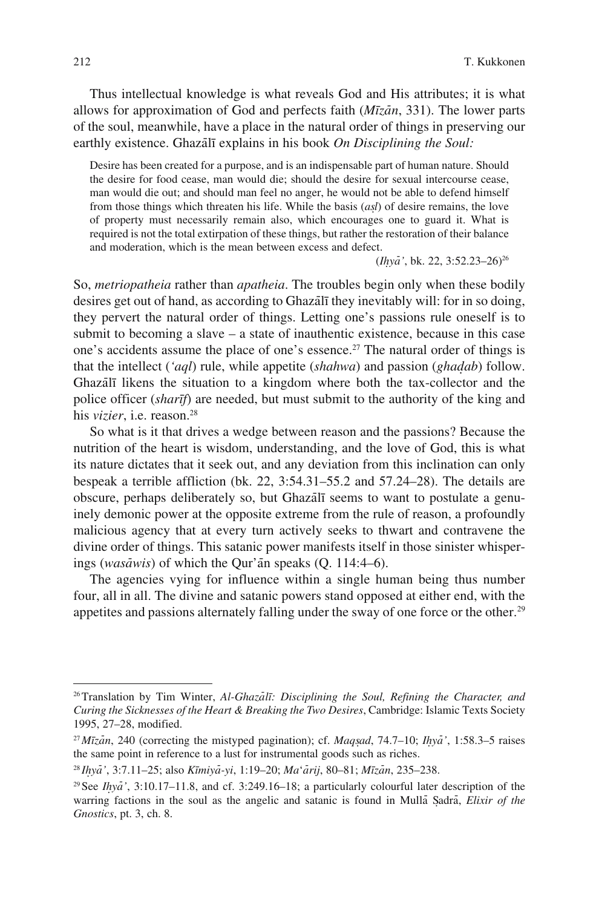Thus intellectual knowledge is what reveals God and His attributes; it is what allows for approximation of God and perfects faith (*Mīzān*, 331). The lower parts of the soul, meanwhile, have a place in the natural order of things in preserving our earthly existence. Ghazālī explains in his book *On Disciplining the Soul:*

> Desire has been created for a purpose, and is an indispensable part of human nature. Should the desire for food cease, man would die; should the desire for sexual intercourse cease, man would die out; and should man feel no anger, he would not be able to defend himself from those things which threaten his life. While the basis (*aṣl*) of desire remains, the love of property must necessarily remain also, which encourages one to guard it. What is required is not the total extirpation of these things, but rather the restoration of their balance and moderation, which is the mean between excess and defect.
>
> (*Iḥyā'*, bk. 22, 3:52.23–26)[26]

So, *metriopatheia* rather than *apatheia*. The troubles begin only when these bodily desires get out of hand, as according to Ghazālī they inevitably will: for in so doing, they pervert the natural order of things. Letting one's passions rule oneself is to submit to becoming a slave – a state of inauthentic existence, because in this case one's accidents assume the place of one's essence.[27] The natural order of things is that the intellect (*'aql*) rule, while appetite (*shahwa*) and passion (*ghaḍab*) follow. Ghazālī likens the situation to a kingdom where both the tax-collector and the police officer (*sharīf*) are needed, but must submit to the authority of the king and his *vizier*, i.e. reason.[28]

So what is it that drives a wedge between reason and the passions? Because the nutrition of the heart is wisdom, understanding, and the love of God, this is what its nature dictates that it seek out, and any deviation from this inclination can only bespeak a terrible affliction (bk. 22, 3:54.31–55.2 and 57.24–28). The details are obscure, perhaps deliberately so, but Ghazālī seems to want to postulate a genuinely demonic power at the opposite extreme from the rule of reason, a profoundly malicious agency that at every turn actively seeks to thwart and contravene the divine order of things. This satanic power manifests itself in those sinister whisperings (*wasāwis*) of which the Qur'ān speaks (Q. 114:4–6).

The agencies vying for influence within a single human being thus number four, all in all. The divine and satanic powers stand opposed at either end, with the appetites and passions alternately falling under the sway of one force or the other.[29]

---

[26] Translation by Tim Winter, *Al-Ghazālī: Disciplining the Soul, Refining the Character, and Curing the Sicknesses of the Heart & Breaking the Two Desires*, Cambridge: Islamic Texts Society 1995, 27–28, modified.

[27] *Mīzān*, 240 (correcting the mistyped pagination); cf. *Maqṣad*, 74.7–10; *Iḥyā'*, 1:58.3–5 raises the same point in reference to a lust for instrumental goods such as riches.

[28] *Iḥyā'*, 3:7.11–25; also *Kīmiyā-yi*, 1:19–20; *Ma'ārij*, 80–81; *Mīzān*, 235–238.

[29] See *Iḥyā'*, 3:10.17–11.8, and cf. 3:249.16–18; a particularly colourful later description of the warring factions in the soul as the angelic and satanic is found in Mullā Ṣadrā, *Elixir of the Gnostics*, pt. 3, ch. 8.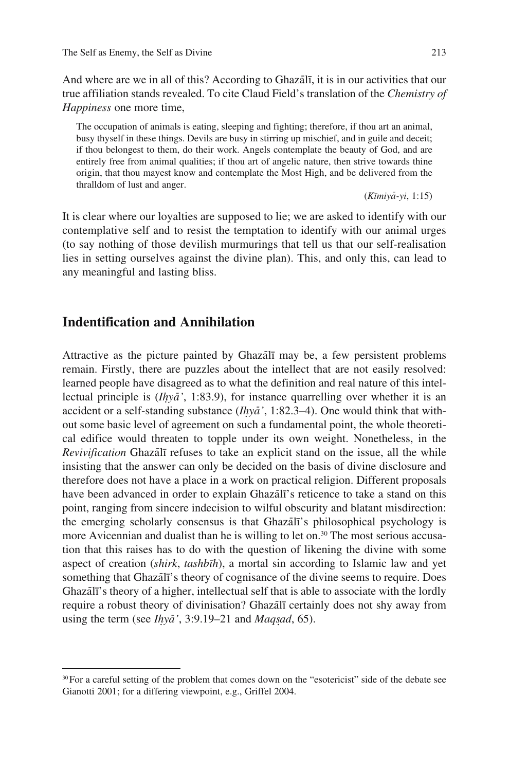And where are we in all of this? According to Ghazālī, it is in our activities that our true affiliation stands revealed. To cite Claud Field's translation of the *Chemistry of Happiness* one more time,

> The occupation of animals is eating, sleeping and fighting; therefore, if thou art an animal, busy thyself in these things. Devils are busy in stirring up mischief, and in guile and deceit; if thou belongest to them, do their work. Angels contemplate the beauty of God, and are entirely free from animal qualities; if thou art of angelic nature, then strive towards thine origin, that thou mayest know and contemplate the Most High, and be delivered from the thralldom of lust and anger.
>
> (*Kīmiyā-yi*, 1:15)

It is clear where our loyalties are supposed to lie; we are asked to identify with our contemplative self and to resist the temptation to identify with our animal urges (to say nothing of those devilish murmurings that tell us that our self-realisation lies in setting ourselves against the divine plan). This, and only this, can lead to any meaningful and lasting bliss.

## Indentification and Annihilation

Attractive as the picture painted by Ghazālī may be, a few persistent problems remain. Firstly, there are puzzles about the intellect that are not easily resolved: learned people have disagreed as to what the definition and real nature of this intellectual principle is (*Iḥyā'*, 1:83.9), for instance quarrelling over whether it is an accident or a self-standing substance (*Iḥyā'*, 1:82.3–4). One would think that without some basic level of agreement on such a fundamental point, the whole theoretical edifice would threaten to topple under its own weight. Nonetheless, in the *Revivification* Ghazālī refuses to take an explicit stand on the issue, all the while insisting that the answer can only be decided on the basis of divine disclosure and therefore does not have a place in a work on practical religion. Different proposals have been advanced in order to explain Ghazālī's reticence to take a stand on this point, ranging from sincere indecision to wilful obscurity and blatant misdirection: the emerging scholarly consensus is that Ghazālī's philosophical psychology is more Avicennian and dualist than he is willing to let on.[30] The most serious accusation that this raises has to do with the question of likening the divine with some aspect of creation (*shirk*, *tashbīh*), a mortal sin according to Islamic law and yet something that Ghazālī's theory of cognisance of the divine seems to require. Does Ghazālī's theory of a higher, intellectual self that is able to associate with the lordly require a robust theory of divinisation? Ghazālī certainly does not shy away from using the term (see *Iḥyā'*, 3:9.19–21 and *Maqṣad*, 65).

---

[30] For a careful setting of the problem that comes down on the "esotericist" side of the debate see Gianotti 2001; for a differing viewpoint, e.g., Griffel 2004.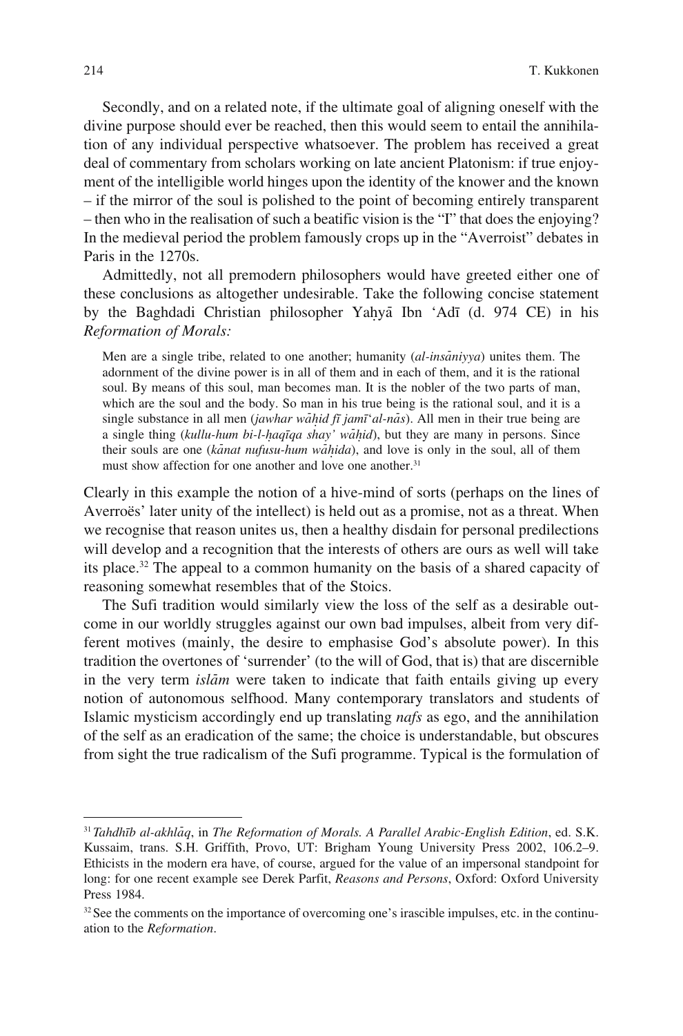Secondly, and on a related note, if the ultimate goal of aligning oneself with the divine purpose should ever be reached, then this would seem to entail the annihilation of any individual perspective whatsoever. The problem has received a great deal of commentary from scholars working on late ancient Platonism: if true enjoyment of the intelligible world hinges upon the identity of the knower and the known – if the mirror of the soul is polished to the point of becoming entirely transparent – then who in the realisation of such a beatific vision is the "I" that does the enjoying? In the medieval period the problem famously crops up in the "Averroist" debates in Paris in the 1270s.

Admittedly, not all premodern philosophers would have greeted either one of these conclusions as altogether undesirable. Take the following concise statement by the Baghdadi Christian philosopher Yaḥyā Ibn 'Adī (d. 974 CE) in his *Reformation of Morals:*

> Men are a single tribe, related to one another; humanity (*al-insāniyya*) unites them. The adornment of the divine power is in all of them and in each of them, and it is the rational soul. By means of this soul, man becomes man. It is the nobler of the two parts of man, which are the soul and the body. So man in his true being is the rational soul, and it is a single substance in all men (*jawhar wāḥid fī jamī'al-nās*). All men in their true being are a single thing (*kullu-hum bi-l-ḥaqīqa shay' wāḥid*), but they are many in persons. Since their souls are one (*kānat nufusu-hum wāḥida*), and love is only in the soul, all of them must show affection for one another and love one another.[31]

Clearly in this example the notion of a hive-mind of sorts (perhaps on the lines of Averroës' later unity of the intellect) is held out as a promise, not as a threat. When we recognise that reason unites us, then a healthy disdain for personal predilections will develop and a recognition that the interests of others are ours as well will take its place.[32] The appeal to a common humanity on the basis of a shared capacity of reasoning somewhat resembles that of the Stoics.

The Sufi tradition would similarly view the loss of the self as a desirable outcome in our worldly struggles against our own bad impulses, albeit from very different motives (mainly, the desire to emphasise God's absolute power). In this tradition the overtones of 'surrender' (to the will of God, that is) that are discernible in the very term *islām* were taken to indicate that faith entails giving up every notion of autonomous selfhood. Many contemporary translators and students of Islamic mysticism accordingly end up translating *nafs* as ego, and the annihilation of the self as an eradication of the same; the choice is understandable, but obscures from sight the true radicalism of the Sufi programme. Typical is the formulation of

---

[31] *Tahdhīb al-akhlāq*, in *The Reformation of Morals. A Parallel Arabic-English Edition*, ed. S.K. Kussaim, trans. S.H. Griffith, Provo, UT: Brigham Young University Press 2002, 106.2–9. Ethicists in the modern era have, of course, argued for the value of an impersonal standpoint for long: for one recent example see Derek Parfit, *Reasons and Persons*, Oxford: Oxford University Press 1984.

[32] See the comments on the importance of overcoming one's irascible impulses, etc. in the continuation to the *Reformation*.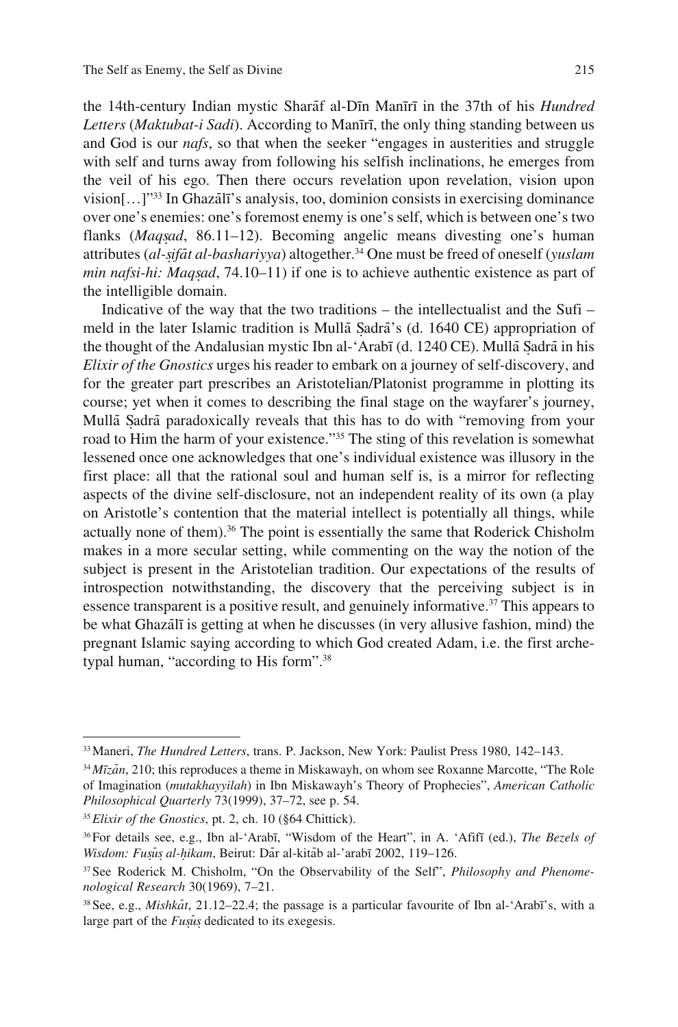the 14th-century Indian mystic Sharāf al-Dīn Manīrī in the 37th of his *Hundred Letters* (*Maktubat-i Sadi*). According to Manīrī, the only thing standing between us and God is our *nafs*, so that when the seeker "engages in austerities and struggle with self and turns away from following his selfish inclinations, he emerges from the veil of his ego. Then there occurs revelation upon revelation, vision upon vision[…]"[33] In Ghazālī's analysis, too, dominion consists in exercising dominance over one's enemies: one's foremost enemy is one's self, which is between one's two flanks (*Maqṣad*, 86.11–12). Becoming angelic means divesting one's human attributes (*al-ṣifāt al-bashariyya*) altogether.[34] One must be freed of oneself (*yuslam min nafsi-hi: Maqṣad*, 74.10–11) if one is to achieve authentic existence as part of the intelligible domain.

Indicative of the way that the two traditions – the intellectualist and the Sufi – meld in the later Islamic tradition is Mullā Ṣadrā's (d. 1640 CE) appropriation of the thought of the Andalusian mystic Ibn al-ʿArabī (d. 1240 CE). Mullā Ṣadrā in his *Elixir of the Gnostics* urges his reader to embark on a journey of self-discovery, and for the greater part prescribes an Aristotelian/Platonist programme in plotting its course; yet when it comes to describing the final stage on the wayfarer's journey, Mullā Ṣadrā paradoxically reveals that this has to do with "removing from your road to Him the harm of your existence."[35] The sting of this revelation is somewhat lessened once one acknowledges that one's individual existence was illusory in the first place: all that the rational soul and human self is, is a mirror for reflecting aspects of the divine self-disclosure, not an independent reality of its own (a play on Aristotle's contention that the material intellect is potentially all things, while actually none of them).[36] The point is essentially the same that Roderick Chisholm makes in a more secular setting, while commenting on the way the notion of the subject is present in the Aristotelian tradition. Our expectations of the results of introspection notwithstanding, the discovery that the perceiving subject is in essence transparent is a positive result, and genuinely informative.[37] This appears to be what Ghazālī is getting at when he discusses (in very allusive fashion, mind) the pregnant Islamic saying according to which God created Adam, i.e. the first archetypal human, "according to His form".[38]

---

[33] Maneri, *The Hundred Letters*, trans. P. Jackson, New York: Paulist Press 1980, 142–143.

[34] *Mīzān*, 210; this reproduces a theme in Miskawayh, on whom see Roxanne Marcotte, "The Role of Imagination (*mutakhayyilah*) in Ibn Miskawayh's Theory of Prophecies", *American Catholic Philosophical Quarterly* 73(1999), 37–72, see p. 54.

[35] *Elixir of the Gnostics*, pt. 2, ch. 10 (§64 Chittick).

[36] For details see, e.g., Ibn al-ʿArabī, "Wisdom of the Heart", in A. ʿAfifī (ed.), *The Bezels of Wisdom: Fuṣūṣ al-ḥikam*, Beirut: Dār al-kitāb al-ʾarabī 2002, 119–126.

[37] See Roderick M. Chisholm, "On the Observability of the Self", *Philosophy and Phenomenological Research* 30(1969), 7–21.

[38] See, e.g., *Mishkāt*, 21.12–22.4; the passage is a particular favourite of Ibn al-ʿArabī's, with a large part of the *Fuṣūṣ* dedicated to its exegesis.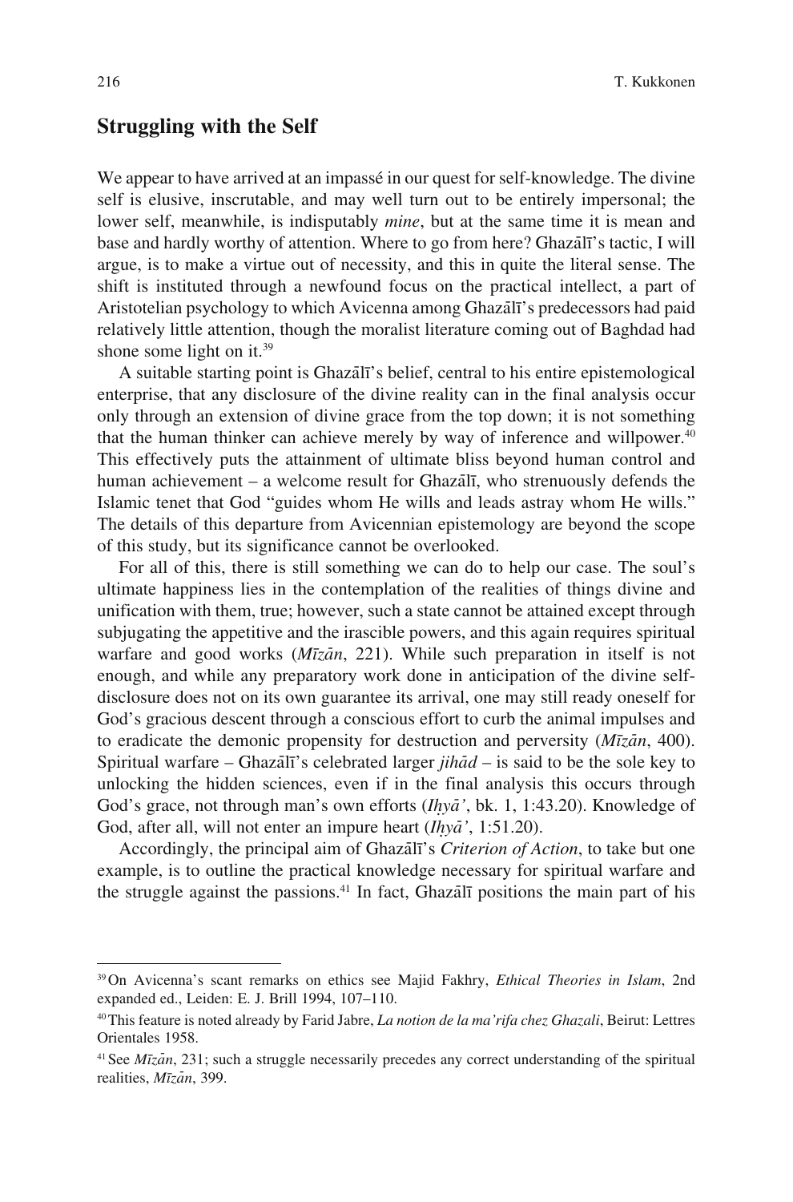## Struggling with the Self

We appear to have arrived at an impassé in our quest for self-knowledge. The divine self is elusive, inscrutable, and may well turn out to be entirely impersonal; the lower self, meanwhile, is indisputably *mine*, but at the same time it is mean and base and hardly worthy of attention. Where to go from here? Ghazālī's tactic, I will argue, is to make a virtue out of necessity, and this in quite the literal sense. The shift is instituted through a newfound focus on the practical intellect, a part of Aristotelian psychology to which Avicenna among Ghazālī's predecessors had paid relatively little attention, though the moralist literature coming out of Baghdad had shone some light on it.[39]

A suitable starting point is Ghazālī's belief, central to his entire epistemological enterprise, that any disclosure of the divine reality can in the final analysis occur only through an extension of divine grace from the top down; it is not something that the human thinker can achieve merely by way of inference and willpower.[40] This effectively puts the attainment of ultimate bliss beyond human control and human achievement – a welcome result for Ghazālī, who strenuously defends the Islamic tenet that God "guides whom He wills and leads astray whom He wills." The details of this departure from Avicennian epistemology are beyond the scope of this study, but its significance cannot be overlooked.

For all of this, there is still something we can do to help our case. The soul's ultimate happiness lies in the contemplation of the realities of things divine and unification with them, true; however, such a state cannot be attained except through subjugating the appetitive and the irascible powers, and this again requires spiritual warfare and good works (*Mīzān*, 221). While such preparation in itself is not enough, and while any preparatory work done in anticipation of the divine self-disclosure does not on its own guarantee its arrival, one may still ready oneself for God's gracious descent through a conscious effort to curb the animal impulses and to eradicate the demonic propensity for destruction and perversity (*Mīzān*, 400). Spiritual warfare – Ghazālī's celebrated larger *jihād* – is said to be the sole key to unlocking the hidden sciences, even if in the final analysis this occurs through God's grace, not through man's own efforts (*Iḥyā'*, bk. 1, 1:43.20). Knowledge of God, after all, will not enter an impure heart (*Iḥyā'*, 1:51.20).

Accordingly, the principal aim of Ghazālī's *Criterion of Action*, to take but one example, is to outline the practical knowledge necessary for spiritual warfare and the struggle against the passions.[41] In fact, Ghazālī positions the main part of his

---

[39] On Avicenna's scant remarks on ethics see Majid Fakhry, *Ethical Theories in Islam*, 2nd expanded ed., Leiden: E. J. Brill 1994, 107–110.

[40] This feature is noted already by Farid Jabre, *La notion de la ma'rifa chez Ghazali*, Beirut: Lettres Orientales 1958.

[41] See *Mīzān*, 231; such a struggle necessarily precedes any correct understanding of the spiritual realities, *Mīzān*, 399.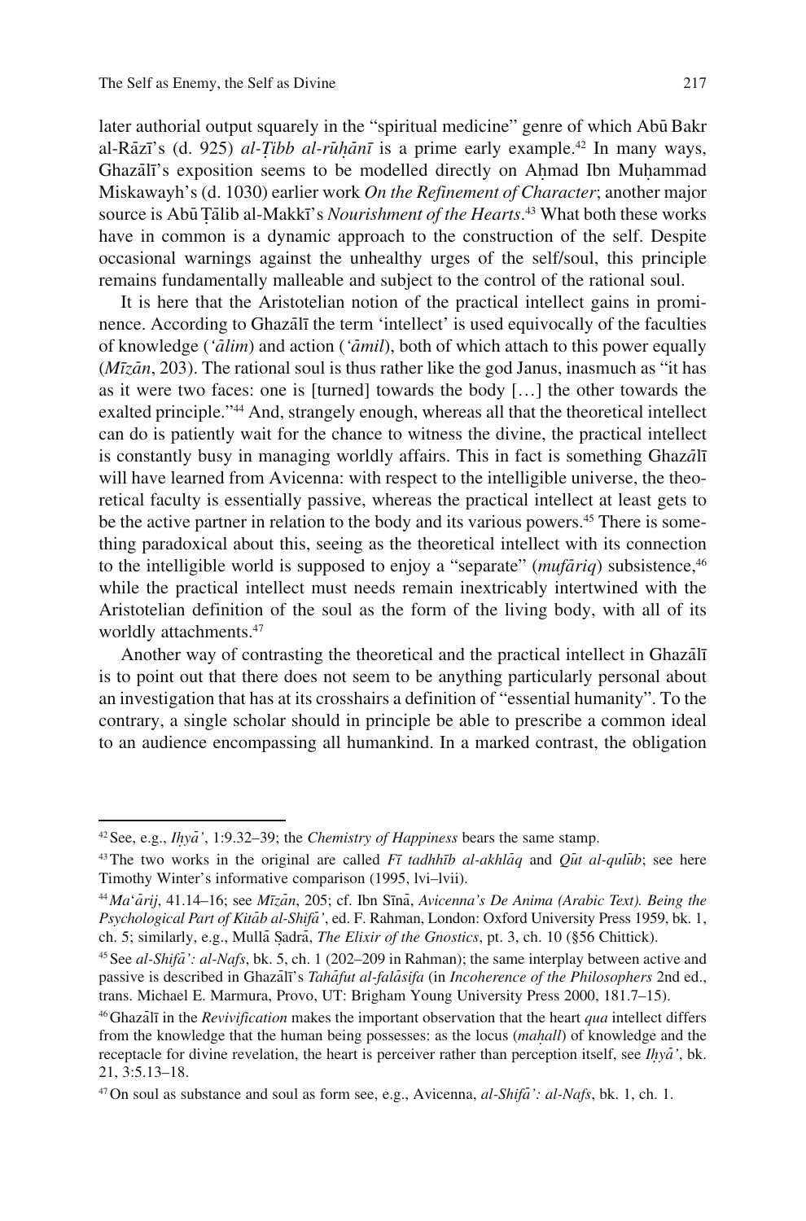later authorial output squarely in the "spiritual medicine" genre of which Abū Bakr al-Rāzī's (d. 925) *al-Ṭibb al-rūḥānī* is a prime early example.[42] In many ways, Ghazālī's exposition seems to be modelled directly on Aḥmad Ibn Muḥammad Miskawayh's (d. 1030) earlier work *On the Refinement of Character*; another major source is Abū Ṭālib al-Makkī's *Nourishment of the Hearts*.[43] What both these works have in common is a dynamic approach to the construction of the self. Despite occasional warnings against the unhealthy urges of the self/soul, this principle remains fundamentally malleable and subject to the control of the rational soul.

It is here that the Aristotelian notion of the practical intellect gains in prominence. According to Ghazālī the term 'intellect' is used equivocally of the faculties of knowledge (*'ālim*) and action (*'āmil*), both of which attach to this power equally (*Mīzān*, 203). The rational soul is thus rather like the god Janus, inasmuch as "it has as it were two faces: one is [turned] towards the body […] the other towards the exalted principle."[44] And, strangely enough, whereas all that the theoretical intellect can do is patiently wait for the chance to witness the divine, the practical intellect is constantly busy in managing worldly affairs. This in fact is something Ghazālī will have learned from Avicenna: with respect to the intelligible universe, the theoretical faculty is essentially passive, whereas the practical intellect at least gets to be the active partner in relation to the body and its various powers.[45] There is something paradoxical about this, seeing as the theoretical intellect with its connection to the intelligible world is supposed to enjoy a "separate" (*mufāriq*) subsistence,[46] while the practical intellect must needs remain inextricably intertwined with the Aristotelian definition of the soul as the form of the living body, with all of its worldly attachments.[47]

Another way of contrasting the theoretical and the practical intellect in Ghazālī is to point out that there does not seem to be anything particularly personal about an investigation that has at its crosshairs a definition of "essential humanity". To the contrary, a single scholar should in principle be able to prescribe a common ideal to an audience encompassing all humankind. In a marked contrast, the obligation

---

[42] See, e.g., *Iḥyā'*, 1:9.32–39; the *Chemistry of Happiness* bears the same stamp.

[43] The two works in the original are called *Fī tadhhīb al-akhlāq* and *Qūt al-qulūb*; see here Timothy Winter's informative comparison (1995, lvi–lvii).

[44] *Ma'ārij*, 41.14–16; see *Mīzān*, 205; cf. Ibn Sīnā, *Avicenna's De Anima (Arabic Text). Being the Psychological Part of Kitāb al-Shifā'*, ed. F. Rahman, London: Oxford University Press 1959, bk. 1, ch. 5; similarly, e.g., Mullā Ṣadrā, *The Elixir of the Gnostics*, pt. 3, ch. 10 (§56 Chittick).

[45] See *al-Shifā': al-Nafs*, bk. 5, ch. 1 (202–209 in Rahman); the same interplay between active and passive is described in Ghazālī's *Tahāfut al-falāsifa* (in *Incoherence of the Philosophers* 2nd ed., trans. Michael E. Marmura, Provo, UT: Brigham Young University Press 2000, 181.7–15).

[46] Ghazālī in the *Revivification* makes the important observation that the heart *qua* intellect differs from the knowledge that the human being possesses: as the locus (*maḥall*) of knowledge and the receptacle for divine revelation, the heart is perceiver rather than perception itself, see *Iḥyā'*, bk. 21, 3:5.13–18.

[47] On soul as substance and soul as form see, e.g., Avicenna, *al-Shifā': al-Nafs*, bk. 1, ch. 1.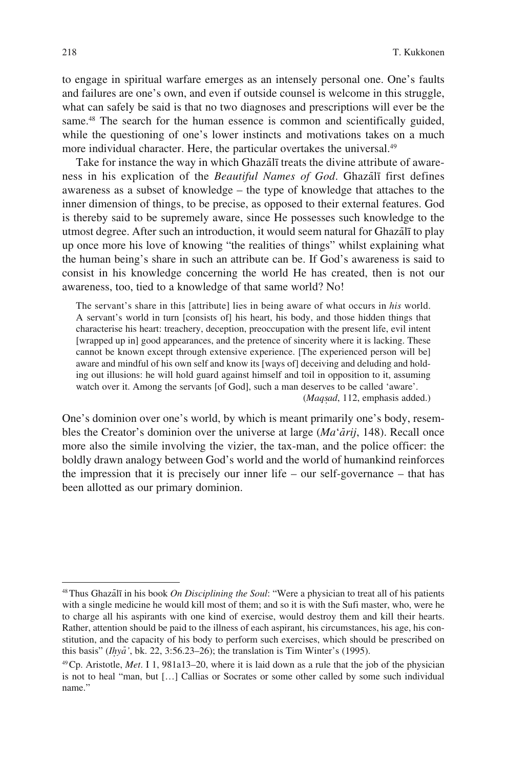to engage in spiritual warfare emerges as an intensely personal one. One's faults and failures are one's own, and even if outside counsel is welcome in this struggle, what can safely be said is that no two diagnoses and prescriptions will ever be the same.[48] The search for the human essence is common and scientifically guided, while the questioning of one's lower instincts and motivations takes on a much more individual character. Here, the particular overtakes the universal.[49]

Take for instance the way in which Ghazālī treats the divine attribute of awareness in his explication of the *Beautiful Names of God*. Ghazālī first defines awareness as a subset of knowledge – the type of knowledge that attaches to the inner dimension of things, to be precise, as opposed to their external features. God is thereby said to be supremely aware, since He possesses such knowledge to the utmost degree. After such an introduction, it would seem natural for Ghazālī to play up once more his love of knowing "the realities of things" whilst explaining what the human being's share in such an attribute can be. If God's awareness is said to consist in his knowledge concerning the world He has created, then is not our awareness, too, tied to a knowledge of that same world? No!

> The servant's share in this [attribute] lies in being aware of what occurs in *his* world. A servant's world in turn [consists of] his heart, his body, and those hidden things that characterise his heart: treachery, deception, preoccupation with the present life, evil intent [wrapped up in] good appearances, and the pretence of sincerity where it is lacking. These cannot be known except through extensive experience. [The experienced person will be] aware and mindful of his own self and know its [ways of] deceiving and deluding and holding out illusions: he will hold guard against himself and toil in opposition to it, assuming watch over it. Among the servants [of God], such a man deserves to be called 'aware'.
> (*Maqṣad*, 112, emphasis added.)

One's dominion over one's world, by which is meant primarily one's body, resembles the Creator's dominion over the universe at large (*Maʿārij*, 148). Recall once more also the simile involving the vizier, the tax-man, and the police officer: the boldly drawn analogy between God's world and the world of humankind reinforces the impression that it is precisely our inner life – our self-governance – that has been allotted as our primary dominion.

---

[48] Thus Ghazālī in his book *On Disciplining the Soul*: "Were a physician to treat all of his patients with a single medicine he would kill most of them; and so it is with the Sufi master, who, were he to charge all his aspirants with one kind of exercise, would destroy them and kill their hearts. Rather, attention should be paid to the illness of each aspirant, his circumstances, his age, his constitution, and the capacity of his body to perform such exercises, which should be prescribed on this basis" (*Iḥyāʾ*, bk. 22, 3:56.23–26); the translation is Tim Winter's (1995).

[49] Cp. Aristotle, *Met*. I 1, 981a13–20, where it is laid down as a rule that the job of the physician is not to heal "man, but […] Callias or Socrates or some other called by some such individual name."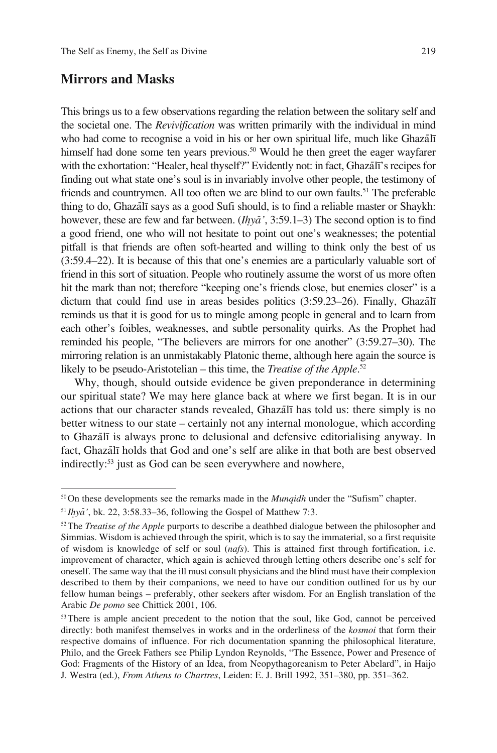## Mirrors and Masks

This brings us to a few observations regarding the relation between the solitary self and the societal one. The *Revivification* was written primarily with the individual in mind who had come to recognise a void in his or her own spiritual life, much like Ghazālī himself had done some ten years previous.[50] Would he then greet the eager wayfarer with the exhortation: "Healer, heal thyself?" Evidently not: in fact, Ghazālī's recipes for finding out what state one's soul is in invariably involve other people, the testimony of friends and countrymen. All too often we are blind to our own faults.[51] The preferable thing to do, Ghazālī says as a good Sufi should, is to find a reliable master or Shaykh: however, these are few and far between. (*Iḥyā'*, 3:59.1–3) The second option is to find a good friend, one who will not hesitate to point out one's weaknesses; the potential pitfall is that friends are often soft-hearted and willing to think only the best of us (3:59.4–22). It is because of this that one's enemies are a particularly valuable sort of friend in this sort of situation. People who routinely assume the worst of us more often hit the mark than not; therefore "keeping one's friends close, but enemies closer" is a dictum that could find use in areas besides politics (3:59.23–26). Finally, Ghazālī reminds us that it is good for us to mingle among people in general and to learn from each other's foibles, weaknesses, and subtle personality quirks. As the Prophet had reminded his people, "The believers are mirrors for one another" (3:59.27–30). The mirroring relation is an unmistakably Platonic theme, although here again the source is likely to be pseudo-Aristotelian – this time, the *Treatise of the Apple*.[52]

Why, though, should outside evidence be given preponderance in determining our spiritual state? We may here glance back at where we first began. It is in our actions that our character stands revealed, Ghazālī has told us: there simply is no better witness to our state – certainly not any internal monologue, which according to Ghazālī is always prone to delusional and defensive editorialising anyway. In fact, Ghazālī holds that God and one's self are alike in that both are best observed indirectly:[53] just as God can be seen everywhere and nowhere,

---

[50] On these developments see the remarks made in the *Munqidh* under the "Sufism" chapter.

[51] *Iḥyā'*, bk. 22, 3:58.33–36, following the Gospel of Matthew 7:3.

[52] The *Treatise of the Apple* purports to describe a deathbed dialogue between the philosopher and Simmias. Wisdom is achieved through the spirit, which is to say the immaterial, so a first requisite of wisdom is knowledge of self or soul (*nafs*). This is attained first through fortification, i.e. improvement of character, which again is achieved through letting others describe one's self for oneself. The same way that the ill must consult physicians and the blind must have their complexion described to them by their companions, we need to have our condition outlined for us by our fellow human beings – preferably, other seekers after wisdom. For an English translation of the Arabic *De pomo* see Chittick 2001, 106.

[53] There is ample ancient precedent to the notion that the soul, like God, cannot be perceived directly: both manifest themselves in works and in the orderliness of the *kosmoi* that form their respective domains of influence. For rich documentation spanning the philosophical literature, Philo, and the Greek Fathers see Philip Lyndon Reynolds, "The Essence, Power and Presence of God: Fragments of the History of an Idea, from Neopythagoreanism to Peter Abelard", in Haijo J. Westra (ed.), *From Athens to Chartres*, Leiden: E. J. Brill 1992, 351–380, pp. 351–362.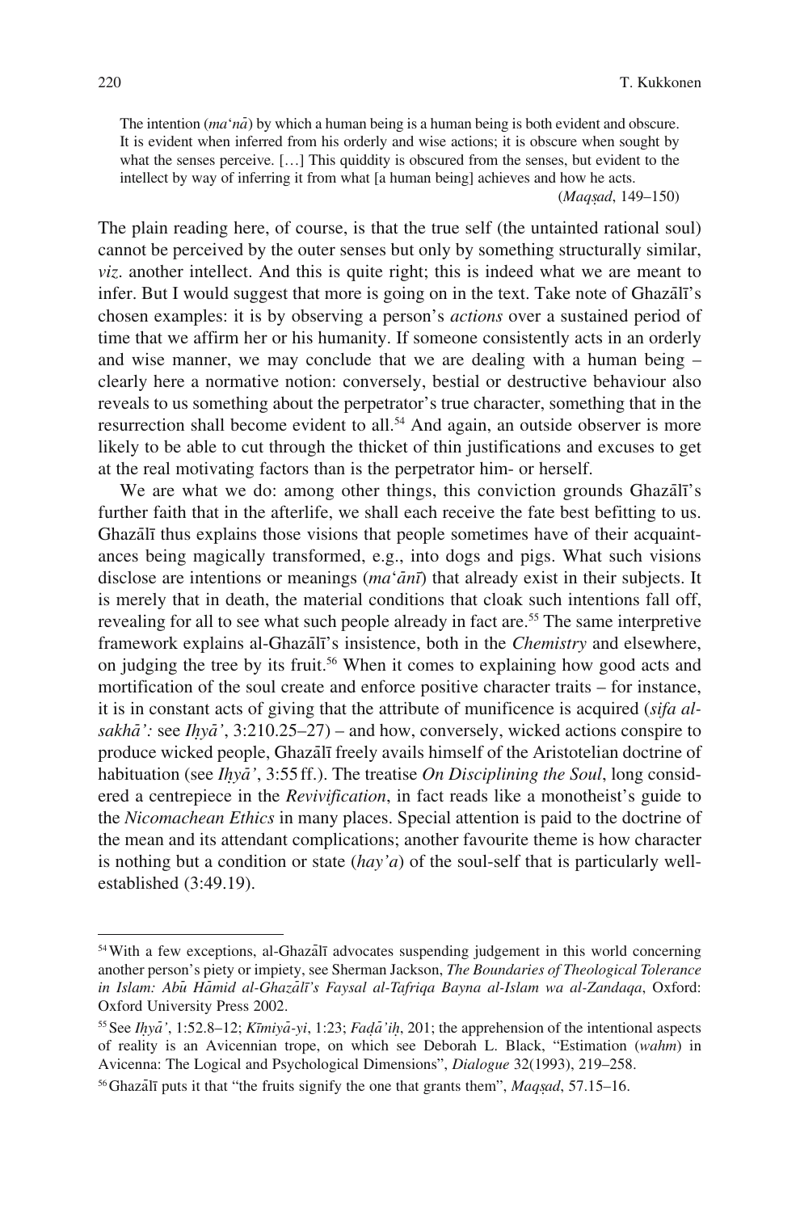> The intention (*ma'nā*) by which a human being is a human being is both evident and obscure. It is evident when inferred from his orderly and wise actions; it is obscure when sought by what the senses perceive. […] This quiddity is obscured from the senses, but evident to the intellect by way of inferring it from what [a human being] achieves and how he acts.
> (*Maqṣad*, 149–150)

The plain reading here, of course, is that the true self (the untainted rational soul) cannot be perceived by the outer senses but only by something structurally similar, *viz.* another intellect. And this is quite right; this is indeed what we are meant to infer. But I would suggest that more is going on in the text. Take note of Ghazālī's chosen examples: it is by observing a person's *actions* over a sustained period of time that we affirm her or his humanity. If someone consistently acts in an orderly and wise manner, we may conclude that we are dealing with a human being – clearly here a normative notion: conversely, bestial or destructive behaviour also reveals to us something about the perpetrator's true character, something that in the resurrection shall become evident to all.[54] And again, an outside observer is more likely to be able to cut through the thicket of thin justifications and excuses to get at the real motivating factors than is the perpetrator him- or herself.

We are what we do: among other things, this conviction grounds Ghazālī's further faith that in the afterlife, we shall each receive the fate best befitting to us. Ghazālī thus explains those visions that people sometimes have of their acquaintances being magically transformed, e.g., into dogs and pigs. What such visions disclose are intentions or meanings (*ma'ānī*) that already exist in their subjects. It is merely that in death, the material conditions that cloak such intentions fall off, revealing for all to see what such people already in fact are.[55] The same interpretive framework explains al-Ghazālī's insistence, both in the *Chemistry* and elsewhere, on judging the tree by its fruit.[56] When it comes to explaining how good acts and mortification of the soul create and enforce positive character traits – for instance, it is in constant acts of giving that the attribute of munificence is acquired (*sifa al-sakhā': * see *Iḥyā'*, 3:210.25–27) – and how, conversely, wicked actions conspire to produce wicked people, Ghazālī freely avails himself of the Aristotelian doctrine of habituation (see *Iḥyā'*, 3:55 ff.). The treatise *On Disciplining the Soul*, long considered a centrepiece in the *Revivification*, in fact reads like a monotheist's guide to the *Nicomachean Ethics* in many places. Special attention is paid to the doctrine of the mean and its attendant complications; another favourite theme is how character is nothing but a condition or state (*hay'a*) of the soul-self that is particularly well-established (3:49.19).

---

[54] With a few exceptions, al-Ghazālī advocates suspending judgement in this world concerning another person's piety or impiety, see Sherman Jackson, *The Boundaries of Theological Tolerance in Islam: Abū Hāmid al-Ghazālī's Faysal al-Tafriqa Bayna al-Islam wa al-Zandaqa*, Oxford: Oxford University Press 2002.

[55] See *Iḥyā'*, 1:52.8–12; *Kīmiyā-yi*, 1:23; *Faḍā'iḥ*, 201; the apprehension of the intentional aspects of reality is an Avicennian trope, on which see Deborah L. Black, "Estimation (*wahm*) in Avicenna: The Logical and Psychological Dimensions", *Dialogue* 32(1993), 219–258.

[56] Ghazālī puts it that "the fruits signify the one that grants them", *Maqṣad*, 57.15–16.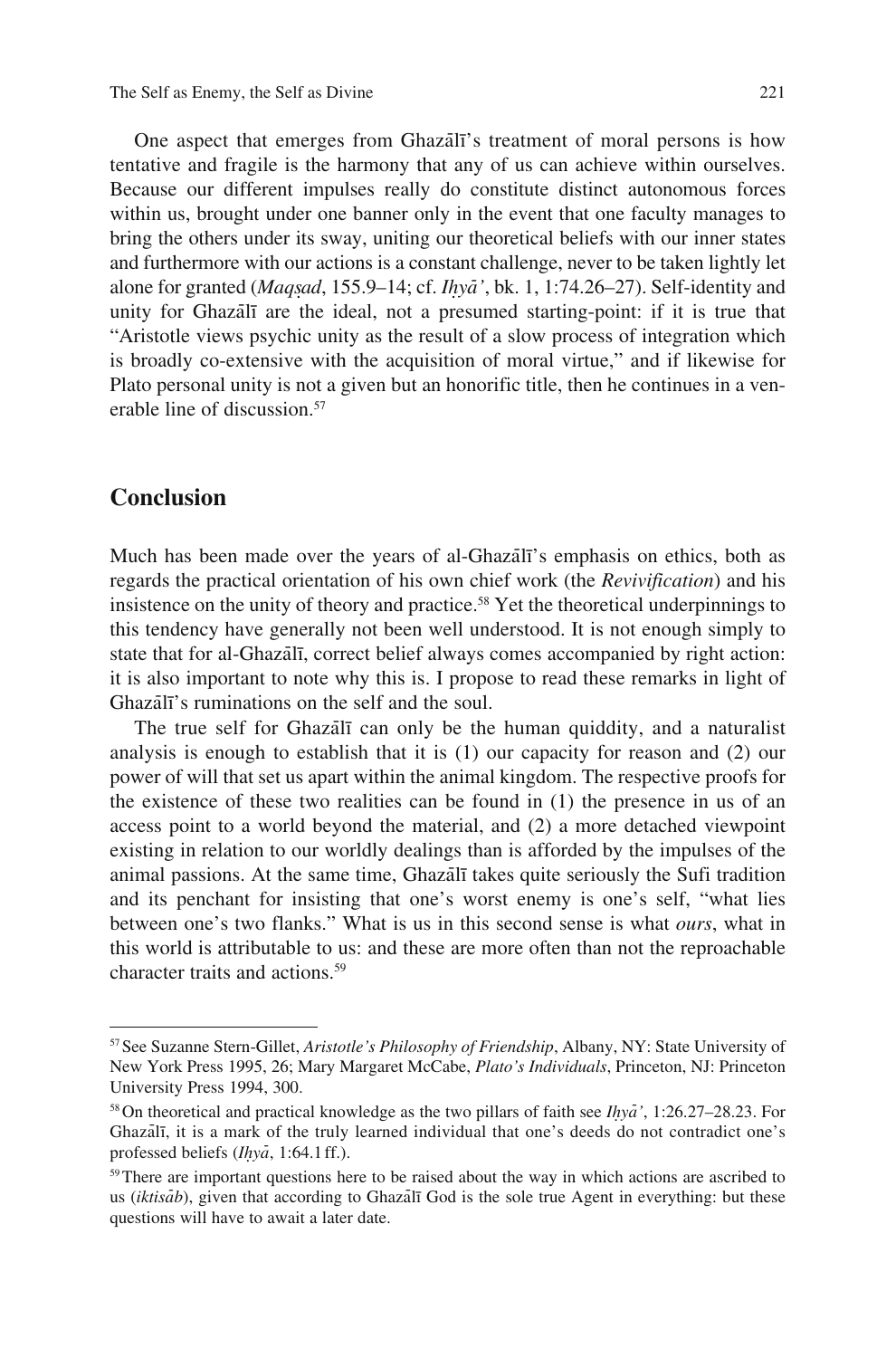One aspect that emerges from Ghazālī's treatment of moral persons is how tentative and fragile is the harmony that any of us can achieve within ourselves. Because our different impulses really do constitute distinct autonomous forces within us, brought under one banner only in the event that one faculty manages to bring the others under its sway, uniting our theoretical beliefs with our inner states and furthermore with our actions is a constant challenge, never to be taken lightly let alone for granted (*Maqṣad*, 155.9–14; cf. *Iḥyā'*, bk. 1, 1:74.26–27). Self-identity and unity for Ghazālī are the ideal, not a presumed starting-point: if it is true that "Aristotle views psychic unity as the result of a slow process of integration which is broadly co-extensive with the acquisition of moral virtue," and if likewise for Plato personal unity is not a given but an honorific title, then he continues in a venerable line of discussion.[57]

## Conclusion

Much has been made over the years of al-Ghazālī's emphasis on ethics, both as regards the practical orientation of his own chief work (the *Revivification*) and his insistence on the unity of theory and practice.[58] Yet the theoretical underpinnings to this tendency have generally not been well understood. It is not enough simply to state that for al-Ghazālī, correct belief always comes accompanied by right action: it is also important to note why this is. I propose to read these remarks in light of Ghazālī's ruminations on the self and the soul.

The true self for Ghazālī can only be the human quiddity, and a naturalist analysis is enough to establish that it is (1) our capacity for reason and (2) our power of will that set us apart within the animal kingdom. The respective proofs for the existence of these two realities can be found in (1) the presence in us of an access point to a world beyond the material, and (2) a more detached viewpoint existing in relation to our worldly dealings than is afforded by the impulses of the animal passions. At the same time, Ghazālī takes quite seriously the Sufi tradition and its penchant for insisting that one's worst enemy is one's self, "what lies between one's two flanks." What is us in this second sense is what *ours*, what in this world is attributable to us: and these are more often than not the reproachable character traits and actions.[59]

---

[57] See Suzanne Stern-Gillet, *Aristotle's Philosophy of Friendship*, Albany, NY: State University of New York Press 1995, 26; Mary Margaret McCabe, *Plato's Individuals*, Princeton, NJ: Princeton University Press 1994, 300.

[58] On theoretical and practical knowledge as the two pillars of faith see *Iḥyā'*, 1:26.27–28.23. For Ghazālī, it is a mark of the truly learned individual that one's deeds do not contradict one's professed beliefs (*Iḥyā*, 1:64.1 ff.).

[59] There are important questions here to be raised about the way in which actions are ascribed to us (*iktisāb*), given that according to Ghazālī God is the sole true Agent in everything: but these questions will have to await a later date.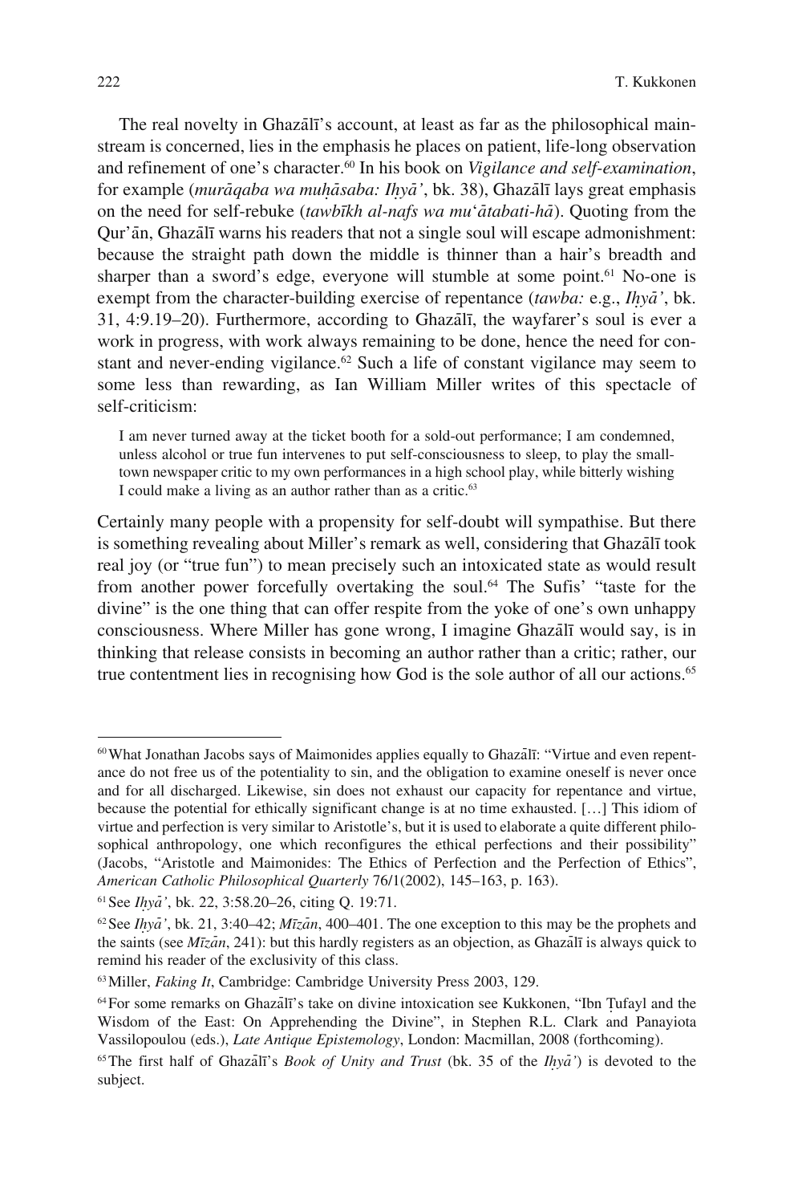The real novelty in Ghazālī's account, at least as far as the philosophical mainstream is concerned, lies in the emphasis he places on patient, life-long observation and refinement of one's character.[60] In his book on *Vigilance and self-examination*, for example (*murāqaba wa muḥāsaba: Iḥyā'*, bk. 38), Ghazālī lays great emphasis on the need for self-rebuke (*tawbīkh al-nafs wa mu*'*ātabati-hā*). Quoting from the Qur'ān, Ghazālī warns his readers that not a single soul will escape admonishment: because the straight path down the middle is thinner than a hair's breadth and sharper than a sword's edge, everyone will stumble at some point.[61] No-one is exempt from the character-building exercise of repentance (*tawba:* e.g., *Iḥyā'*, bk. 31, 4:9.19–20). Furthermore, according to Ghazālī, the wayfarer's soul is ever a work in progress, with work always remaining to be done, hence the need for constant and never-ending vigilance.[62] Such a life of constant vigilance may seem to some less than rewarding, as Ian William Miller writes of this spectacle of self-criticism:

> I am never turned away at the ticket booth for a sold-out performance; I am condemned, unless alcohol or true fun intervenes to put self-consciousness to sleep, to play the small-town newspaper critic to my own performances in a high school play, while bitterly wishing I could make a living as an author rather than as a critic.[63]

Certainly many people with a propensity for self-doubt will sympathise. But there is something revealing about Miller's remark as well, considering that Ghazālī took real joy (or "true fun") to mean precisely such an intoxicated state as would result from another power forcefully overtaking the soul.[64] The Sufis' "taste for the divine" is the one thing that can offer respite from the yoke of one's own unhappy consciousness. Where Miller has gone wrong, I imagine Ghazālī would say, is in thinking that release consists in becoming an author rather than a critic; rather, our true contentment lies in recognising how God is the sole author of all our actions.[65]

---

[60] What Jonathan Jacobs says of Maimonides applies equally to Ghazālī: "Virtue and even repentance do not free us of the potentiality to sin, and the obligation to examine oneself is never once and for all discharged. Likewise, sin does not exhaust our capacity for repentance and virtue, because the potential for ethically significant change is at no time exhausted. […] This idiom of virtue and perfection is very similar to Aristotle's, but it is used to elaborate a quite different philosophical anthropology, one which reconfigures the ethical perfections and their possibility" (Jacobs, "Aristotle and Maimonides: The Ethics of Perfection and the Perfection of Ethics", *American Catholic Philosophical Quarterly* 76/1(2002), 145–163, p. 163).

[61] See *Iḥyā'*, bk. 22, 3:58.20–26, citing Q. 19:71.

[62] See *Iḥyā'*, bk. 21, 3:40–42; *Mīzān*, 400–401. The one exception to this may be the prophets and the saints (see *Mīzān*, 241): but this hardly registers as an objection, as Ghazālī is always quick to remind his reader of the exclusivity of this class.

[63] Miller, *Faking It*, Cambridge: Cambridge University Press 2003, 129.

[64] For some remarks on Ghazālī's take on divine intoxication see Kukkonen, "Ibn Ṭufayl and the Wisdom of the East: On Apprehending the Divine", in Stephen R.L. Clark and Panayiota Vassilopoulou (eds.), *Late Antique Epistemology*, London: Macmillan, 2008 (forthcoming).

[65] The first half of Ghazālī's *Book of Unity and Trust* (bk. 35 of the *Iḥyā'*) is devoted to the subject.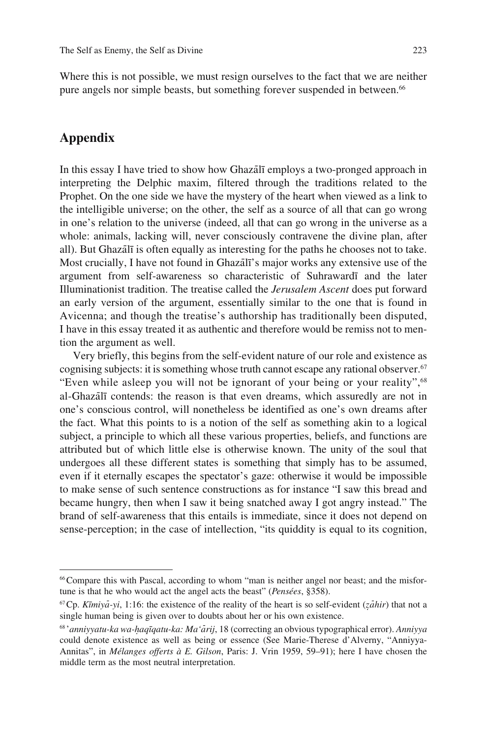Where this is not possible, we must resign ourselves to the fact that we are neither pure angels nor simple beasts, but something forever suspended in between.[66]

## Appendix

In this essay I have tried to show how Ghazālī employs a two-pronged approach in interpreting the Delphic maxim, filtered through the traditions related to the Prophet. On the one side we have the mystery of the heart when viewed as a link to the intelligible universe; on the other, the self as a source of all that can go wrong in one's relation to the universe (indeed, all that can go wrong in the universe as a whole: animals, lacking will, never consciously contravene the divine plan, after all). But Ghazālī is often equally as interesting for the paths he chooses not to take. Most crucially, I have not found in Ghazālī's major works any extensive use of the argument from self-awareness so characteristic of Suhrawardī and the later Illuminationist tradition. The treatise called the *Jerusalem Ascent* does put forward an early version of the argument, essentially similar to the one that is found in Avicenna; and though the treatise's authorship has traditionally been disputed, I have in this essay treated it as authentic and therefore would be remiss not to mention the argument as well.

Very briefly, this begins from the self-evident nature of our role and existence as cognising subjects: it is something whose truth cannot escape any rational observer.[67] "Even while asleep you will not be ignorant of your being or your reality",[68] al-Ghazālī contends: the reason is that even dreams, which assuredly are not in one's conscious control, will nonetheless be identified as one's own dreams after the fact. What this points to is a notion of the self as something akin to a logical subject, a principle to which all these various properties, beliefs, and functions are attributed but of which little else is otherwise known. The unity of the soul that undergoes all these different states is something that simply has to be assumed, even if it eternally escapes the spectator's gaze: otherwise it would be impossible to make sense of such sentence constructions as for instance "I saw this bread and became hungry, then when I saw it being snatched away I got angry instead." The brand of self-awareness that this entails is immediate, since it does not depend on sense-perception; in the case of intellection, "its quiddity is equal to its cognition,

---

[66] Compare this with Pascal, according to whom "man is neither angel nor beast; and the misfortune is that he who would act the angel acts the beast" (*Pensées*, §358).

[67] Cp. *Kīmiyā-yi*, 1:16: the existence of the reality of the heart is so self-evident (*ẓāhir*) that not a single human being is given over to doubts about her or his own existence.

[68] '*anniyyatu-ka wa-ḥaqīqatu-ka: Maʿārij*, 18 (correcting an obvious typographical error). *Anniyya* could denote existence as well as being or essence (See Marie-Therese d'Alverny, "Anniyya-Annitas", in *Mélanges offerts à E. Gilson*, Paris: J. Vrin 1959, 59–91); here I have chosen the middle term as the most neutral interpretation.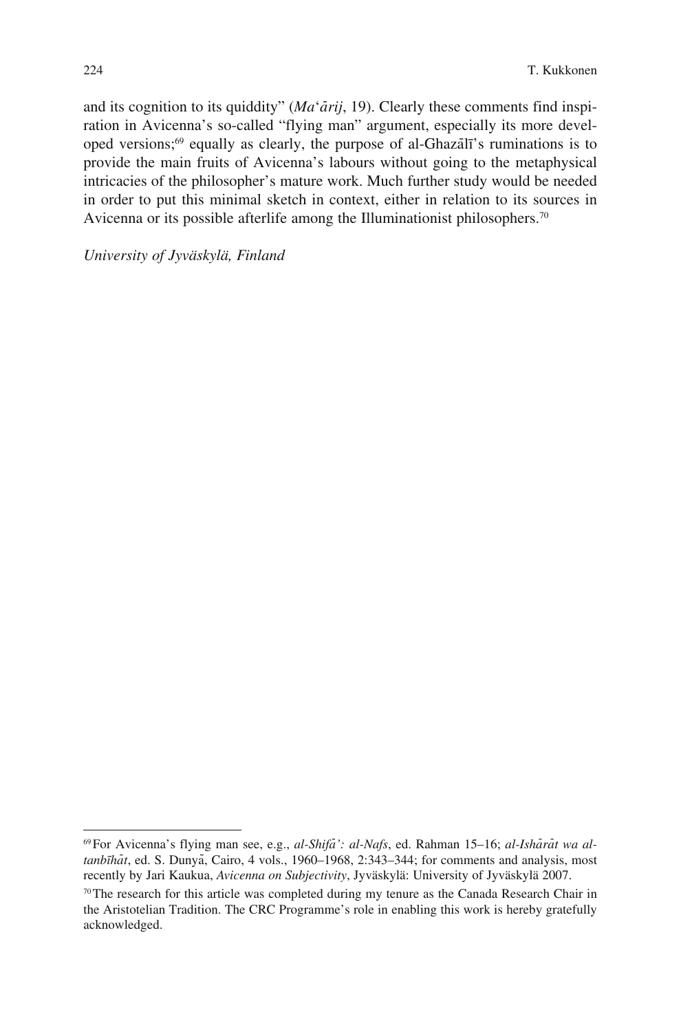and its cognition to its quiddity" (*Ma'ārij*, 19). Clearly these comments find inspiration in Avicenna's so-called "flying man" argument, especially its more developed versions;[69] equally as clearly, the purpose of al-Ghazālī's ruminations is to provide the main fruits of Avicenna's labours without going to the metaphysical intricacies of the philosopher's mature work. Much further study would be needed in order to put this minimal sketch in context, either in relation to its sources in Avicenna or its possible afterlife among the Illuminationist philosophers.[70]

*University of Jyväskylä, Finland*

---

[69] For Avicenna's flying man see, e.g., *al-Shifā': al-Nafs*, ed. Rahman 15–16; *al-Ishārāt wa al-tanbīhāt*, ed. S. Dunyā, Cairo, 4 vols., 1960–1968, 2:343–344; for comments and analysis, most recently by Jari Kaukua, *Avicenna on Subjectivity*, Jyväskylä: University of Jyväskylä 2007.

[70] The research for this article was completed during my tenure as the Canada Research Chair in the Aristotelian Tradition. The CRC Programme's role in enabling this work is hereby gratefully acknowledged.